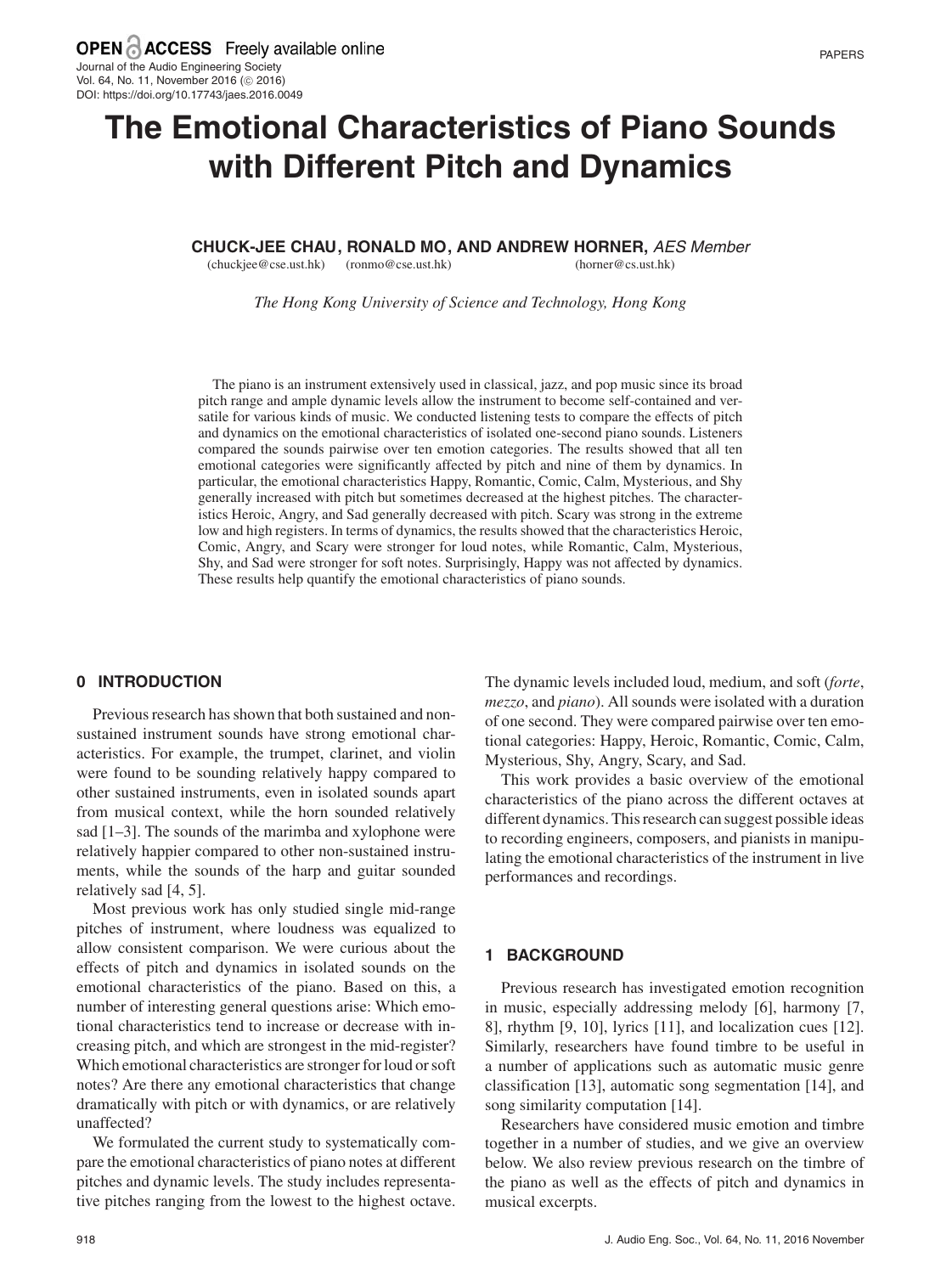# The Emotional Characteristics of Piano Sounds with Different Pitch and Dynamics

**CHUCK-JEE CHAU, RONALD MO, AND ANDREW HORNER,** *AES Member*
(chuckjee@cse.ust.hk) (ronmo@cse.ust.hk) (horner@cs.ust.hk)

*The Hong Kong University of Science and Technology, Hong Kong*

The piano is an instrument extensively used in classical, jazz, and pop music since its broad pitch range and ample dynamic levels allow the instrument to become self-contained and versatile for various kinds of music. We conducted listening tests to compare the effects of pitch and dynamics on the emotional characteristics of isolated one-second piano sounds. Listeners compared the sounds pairwise over ten emotion categories. The results showed that all ten emotional categories were significantly affected by pitch and nine of them by dynamics. In particular, the emotional characteristics Happy, Romantic, Comic, Calm, Mysterious, and Shy generally increased with pitch but sometimes decreased at the highest pitches. The characteristics Heroic, Angry, and Sad generally decreased with pitch. Scary was strong in the extreme low and high registers. In terms of dynamics, the results showed that the characteristics Heroic, Comic, Angry, and Scary were stronger for loud notes, while Romantic, Calm, Mysterious, Shy, and Sad were stronger for soft notes. Surprisingly, Happy was not affected by dynamics. These results help quantify the emotional characteristics of piano sounds.

## 0 INTRODUCTION

Previous research has shown that both sustained and non-sustained instrument sounds have strong emotional characteristics. For example, the trumpet, clarinet, and violin were found to be sounding relatively happy compared to other sustained instruments, even in isolated sounds apart from musical context, while the horn sounded relatively sad [1–3]. The sounds of the marimba and xylophone were relatively happier compared to other non-sustained instruments, while the sounds of the harp and guitar sounded relatively sad [4, 5].

Most previous work has only studied single mid-range pitches of instrument, where loudness was equalized to allow consistent comparison. We were curious about the effects of pitch and dynamics in isolated sounds on the emotional characteristics of the piano. Based on this, a number of interesting general questions arise: Which emotional characteristics tend to increase or decrease with increasing pitch, and which are strongest in the mid-register? Which emotional characteristics are stronger for loud or soft notes? Are there any emotional characteristics that change dramatically with pitch or with dynamics, or are relatively unaffected?

We formulated the current study to systematically compare the emotional characteristics of piano notes at different pitches and dynamic levels. The study includes representative pitches ranging from the lowest to the highest octave. The dynamic levels included loud, medium, and soft (*forte*, *mezzo*, and *piano*). All sounds were isolated with a duration of one second. They were compared pairwise over ten emotional categories: Happy, Heroic, Romantic, Comic, Calm, Mysterious, Shy, Angry, Scary, and Sad.

This work provides a basic overview of the emotional characteristics of the piano across the different octaves at different dynamics. This research can suggest possible ideas to recording engineers, composers, and pianists in manipulating the emotional characteristics of the instrument in live performances and recordings.

## 1 BACKGROUND

Previous research has investigated emotion recognition in music, especially addressing melody [6], harmony [7, 8], rhythm [9, 10], lyrics [11], and localization cues [12]. Similarly, researchers have found timbre to be useful in a number of applications such as automatic music genre classification [13], automatic song segmentation [14], and song similarity computation [14].

Researchers have considered music emotion and timbre together in a number of studies, and we give an overview below. We also review previous research on the timbre of the piano as well as the effects of pitch and dynamics in musical excerpts.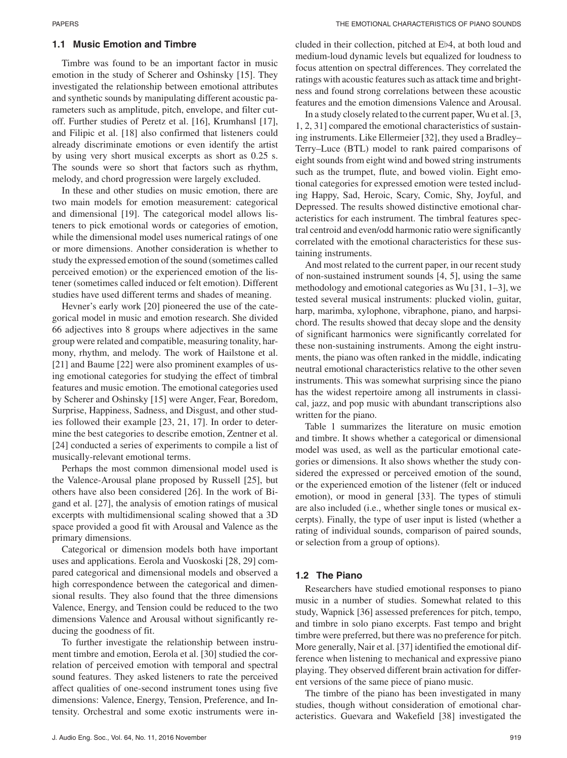### 1.1 Music Emotion and Timbre

Timbre was found to be an important factor in music emotion in the study of Scherer and Oshinsky [15]. They investigated the relationship between emotional attributes and synthetic sounds by manipulating different acoustic parameters such as amplitude, pitch, envelope, and filter cutoff. Further studies of Peretz et al. [16], Krumhansl [17], and Filipic et al. [18] also confirmed that listeners could already discriminate emotions or even identify the artist by using very short musical excerpts as short as 0.25 s. The sounds were so short that factors such as rhythm, melody, and chord progression were largely excluded.

In these and other studies on music emotion, there are two main models for emotion measurement: categorical and dimensional [19]. The categorical model allows listeners to pick emotional words or categories of emotion, while the dimensional model uses numerical ratings of one or more dimensions. Another consideration is whether to study the expressed emotion of the sound (sometimes called perceived emotion) or the experienced emotion of the listener (sometimes called induced or felt emotion). Different studies have used different terms and shades of meaning.

Hevner's early work [20] pioneered the use of the categorical model in music and emotion research. She divided 66 adjectives into 8 groups where adjectives in the same group were related and compatible, measuring tonality, harmony, rhythm, and melody. The work of Hailstone et al. [21] and Baume [22] were also prominent examples of using emotional categories for studying the effect of timbral features and music emotion. The emotional categories used by Scherer and Oshinsky [15] were Anger, Fear, Boredom, Surprise, Happiness, Sadness, and Disgust, and other studies followed their example [23, 21, 17]. In order to determine the best categories to describe emotion, Zentner et al. [24] conducted a series of experiments to compile a list of musically-relevant emotional terms.

Perhaps the most common dimensional model used is the Valence-Arousal plane proposed by Russell [25], but others have also been considered [26]. In the work of Bigand et al. [27], the analysis of emotion ratings of musical excerpts with multidimensional scaling showed that a 3D space provided a good fit with Arousal and Valence as the primary dimensions.

Categorical or dimension models both have important uses and applications. Eerola and Vuoskoski [28, 29] compared categorical and dimensional models and observed a high correspondence between the categorical and dimensional results. They also found that the three dimensions Valence, Energy, and Tension could be reduced to the two dimensions Valence and Arousal without significantly reducing the goodness of fit.

To further investigate the relationship between instrument timbre and emotion, Eerola et al. [30] studied the correlation of perceived emotion with temporal and spectral sound features. They asked listeners to rate the perceived affect qualities of one-second instrument tones using five dimensions: Valence, Energy, Tension, Preference, and Intensity. Orchestral and some exotic instruments were included in their collection, pitched at E♭4, at both loud and medium-loud dynamic levels but equalized for loudness to focus attention on spectral differences. They correlated the ratings with acoustic features such as attack time and brightness and found strong correlations between these acoustic features and the emotion dimensions Valence and Arousal.

In a study closely related to the current paper, Wu et al. [3, 1, 2, 31] compared the emotional characteristics of sustaining instruments. Like Ellermeier [32], they used a Bradley–Terry–Luce (BTL) model to rank paired comparisons of eight sounds from eight wind and bowed string instruments such as the trumpet, flute, and bowed violin. Eight emotional categories for expressed emotion were tested including Happy, Sad, Heroic, Scary, Comic, Shy, Joyful, and Depressed. The results showed distinctive emotional characteristics for each instrument. The timbral features spectral centroid and even/odd harmonic ratio were significantly correlated with the emotional characteristics for these sustaining instruments.

And most related to the current paper, in our recent study of non-sustained instrument sounds [4, 5], using the same methodology and emotional categories as Wu [31, 1–3], we tested several musical instruments: plucked violin, guitar, harp, marimba, xylophone, vibraphone, piano, and harpsichord. The results showed that decay slope and the density of significant harmonics were significantly correlated for these non-sustaining instruments. Among the eight instruments, the piano was often ranked in the middle, indicating neutral emotional characteristics relative to the other seven instruments. This was somewhat surprising since the piano has the widest repertoire among all instruments in classical, jazz, and pop music with abundant transcriptions also written for the piano.

Table 1 summarizes the literature on music emotion and timbre. It shows whether a categorical or dimensional model was used, as well as the particular emotional categories or dimensions. It also shows whether the study considered the expressed or perceived emotion of the sound, or the experienced emotion of the listener (felt or induced emotion), or mood in general [33]. The types of stimuli are also included (i.e., whether single tones or musical excerpts). Finally, the type of user input is listed (whether a rating of individual sounds, comparison of paired sounds, or selection from a group of options).

### 1.2 The Piano

Researchers have studied emotional responses to piano music in a number of studies. Somewhat related to this study, Wapnick [36] assessed preferences for pitch, tempo, and timbre in solo piano excerpts. Fast tempo and bright timbre were preferred, but there was no preference for pitch. More generally, Nair et al. [37] identified the emotional difference when listening to mechanical and expressive piano playing. They observed different brain activation for different versions of the same piece of piano music.

The timbre of the piano has been investigated in many studies, though without consideration of emotional characteristics. Guevara and Wakefield [38] investigated the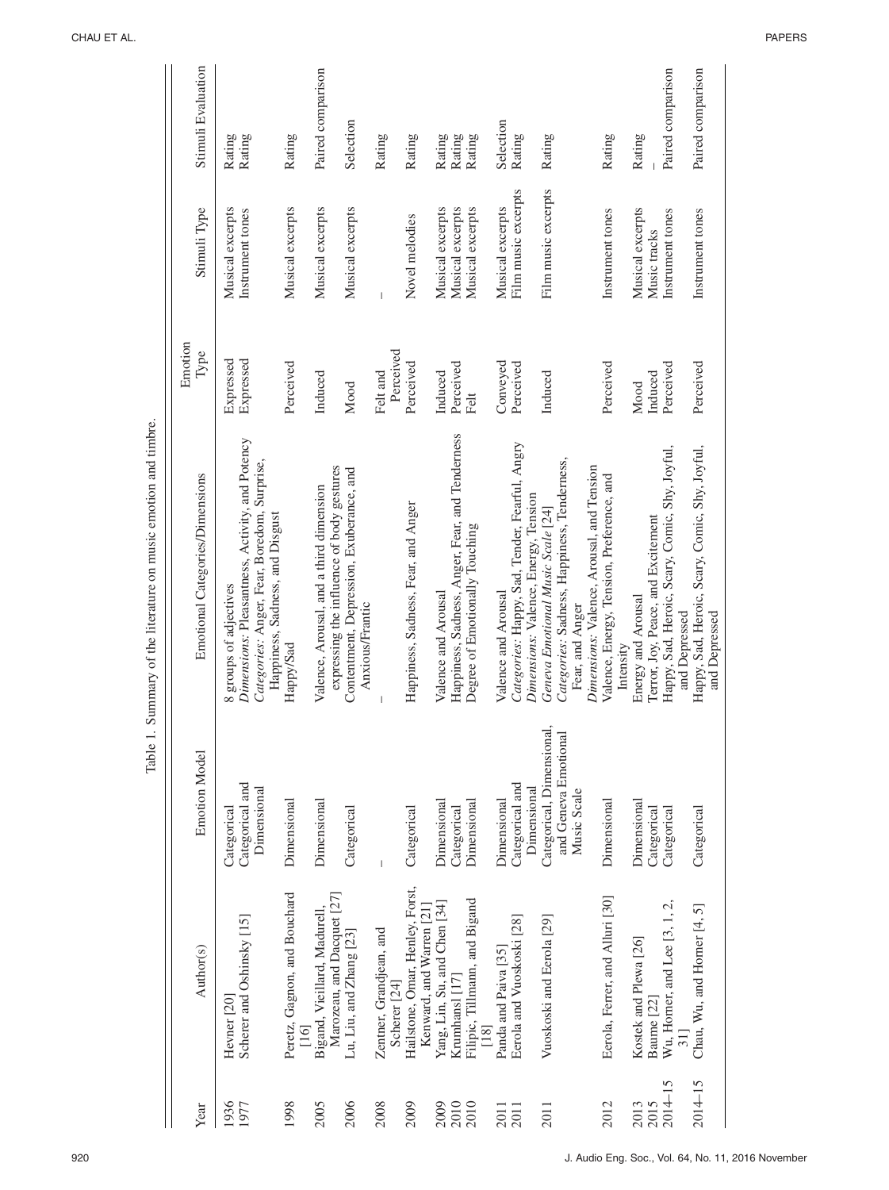Table 1. Summary of the literature on music emotion and timbre.

| Year | Author(s) | Emotion Model | Emotional Categories/Dimensions | Emotion Type | Stimuli Type | Stimuli Evaluation |
| --- | --- | --- | --- | --- | --- | --- |
| 1936 | Hevner [20] | Categorical | 8 groups of adjectives | Expressed | Musical excerpts | Rating |
| 1977 | Scherer and Oshinsky [15] | Categorical and Dimensional | *Dimensions*: Pleasantness, Activity, and Potency *Categories*: Anger, Fear, Boredom, Surprise, Happiness, Sadness, and Disgust | Expressed | Instrument tones | Rating |
| 1998 | Peretz, Gagnon, and Bouchard [16] | Dimensional | Happy/Sad | Perceived | Musical excerpts | Rating |
| 2005 | Bigand, Vieillard, Madurell, Marozeau, and Dacquet [27] | Dimensional | Valence, Arousal, and a third dimension expressing the influence of body gestures | Induced | Musical excerpts | Paired comparison |
| 2006 | Lu, Liu, and Zhang [23] | Categorical | Contentment, Depression, Exuberance, and Anxious/Frantic | Mood | Musical excerpts | Selection |
| 2008 | Zentner, Grandjean, and Scherer [24] | – | – | Felt and Perceived | – | Rating |
| 2009 | Hailstone, Omar, Henley, Frost, Kenward, and Warren [21] | Categorical | Happiness, Sadness, Fear, and Anger | Perceived | Novel melodies | Rating |
| 2009 | Yang, Lin, Su, and Chen [34] | Dimensional | Valence and Arousal | Induced | Musical excerpts | Rating |
| 2010 | Krumhansl [17] | Categorical | Happiness, Sadness, Anger, Fear, and Tenderness | Perceived | Musical excerpts | Rating |
| 2010 | Filipic, Tillmann, and Bigand [18] | Dimensional | Degree of Emotionally Touching | Felt | Musical excerpts | Rating |
| 2011 | Panda and Paiva [35] | Dimensional | Valence and Arousal | Conveyed | Musical excerpts | Selection |
| 2011 | Eerola and Vuoskoski [28] | Categorical and Dimensional | *Categories*: Happy, Sad, Tender, Fearful, Angry *Dimensions*: Valence, Energy, Tension | Perceived | Film music excerpts | Rating |
| 2011 | Vuoskoski and Eerola [29] | Categorical, Dimensional, and Geneva Emotional Music Scale | *Geneva Emotional Music Scale* [24] *Categories*: Sadness, Happiness, Tenderness, Fear, and Anger *Dimensions*: Valence, Arousal, and Tension | Induced | Film music excerpts | Rating |
| 2012 | Eerola, Ferrer, and Alluri [30] | Dimensional | Valence, Energy, Tension, Preference, and Intensity | Perceived | Instrument tones | Rating |
| 2013 | Kostek and Plewa [26] | Dimensional | Energy and Arousal | Mood | Musical excerpts | Rating |
| 2015 | Baume [22] | Categorical | Terror, Joy, Peace, and Excitement | Induced | Music tracks | – |
| 2014–15 | Wu, Horner, and Lee [3, 1, 2, 31] | Categorical | Happy, Sad, Heroic, Scary, Comic, Shy, Joyful, and Depressed | Perceived | Instrument tones | Paired comparison |
| 2014–15 | Chau, Wu, and Horner [4, 5] | Categorical | Happy, Sad, Heroic, Scary, Comic, Shy, Joyful, and Depressed | Perceived | Instrument tones | Paired comparison |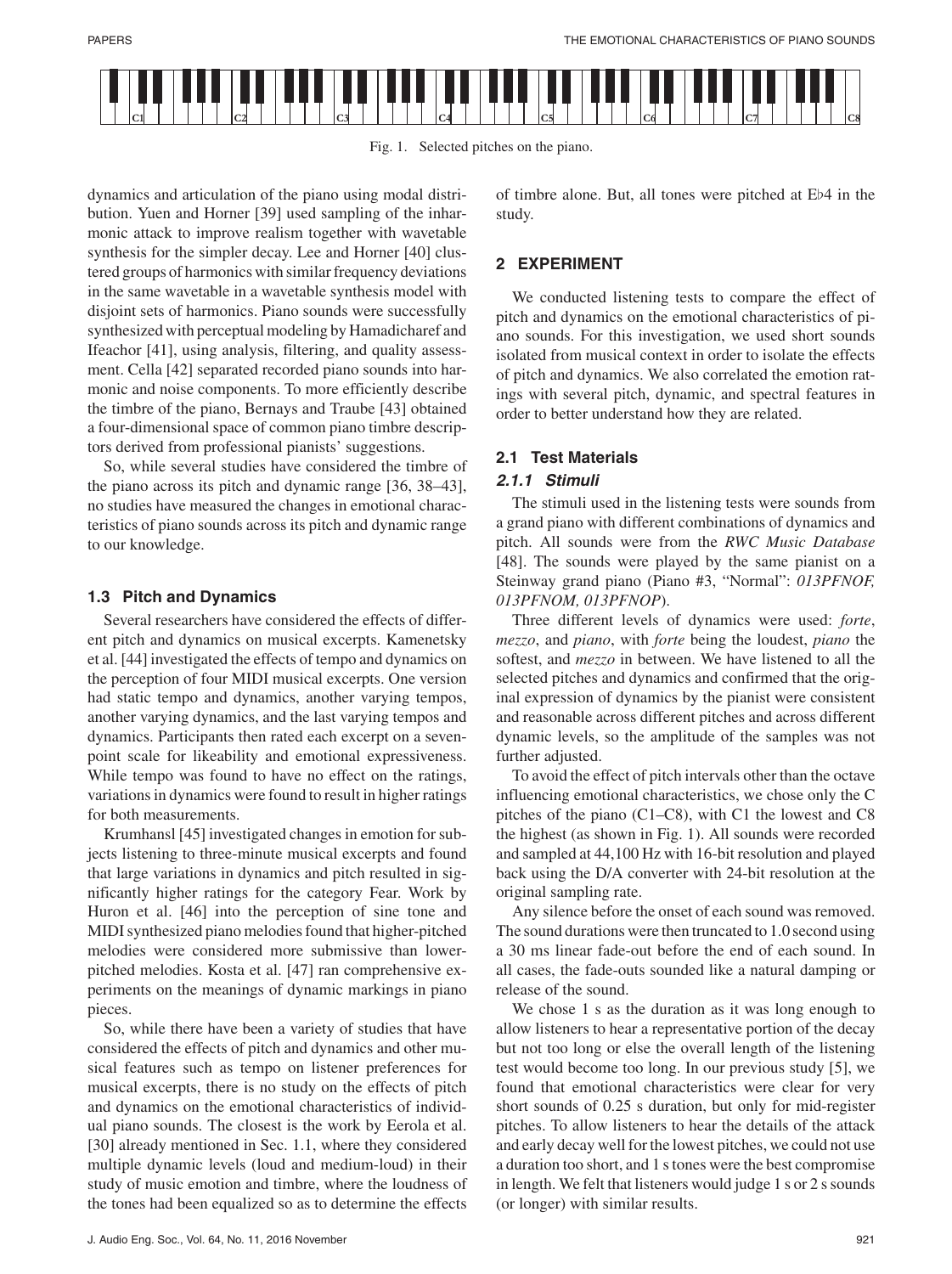Fig. 1. Selected pitches on the piano.

dynamics and articulation of the piano using modal distribution. Yuen and Horner [39] used sampling of the inharmonic attack to improve realism together with wavetable synthesis for the simpler decay. Lee and Horner [40] clustered groups of harmonics with similar frequency deviations in the same wavetable in a wavetable synthesis model with disjoint sets of harmonics. Piano sounds were successfully synthesized with perceptual modeling by Hamadicharef and Ifeachor [41], using analysis, filtering, and quality assessment. Cella [42] separated recorded piano sounds into harmonic and noise components. To more efficiently describe the timbre of the piano, Bernays and Traube [43] obtained a four-dimensional space of common piano timbre descriptors derived from professional pianists' suggestions.

So, while several studies have considered the timbre of the piano across its pitch and dynamic range [36, 38–43], no studies have measured the changes in emotional characteristics of piano sounds across its pitch and dynamic range to our knowledge.

### 1.3 Pitch and Dynamics

Several researchers have considered the effects of different pitch and dynamics on musical excerpts. Kamenetsky et al. [44] investigated the effects of tempo and dynamics on the perception of four MIDI musical excerpts. One version had static tempo and dynamics, another varying tempos, another varying dynamics, and the last varying tempos and dynamics. Participants then rated each excerpt on a seven-point scale for likeability and emotional expressiveness. While tempo was found to have no effect on the ratings, variations in dynamics were found to result in higher ratings for both measurements.

Krumhansl [45] investigated changes in emotion for subjects listening to three-minute musical excerpts and found that large variations in dynamics and pitch resulted in significantly higher ratings for the category Fear. Work by Huron et al. [46] into the perception of sine tone and MIDI synthesized piano melodies found that higher-pitched melodies were considered more submissive than lower-pitched melodies. Kosta et al. [47] ran comprehensive experiments on the meanings of dynamic markings in piano pieces.

So, while there have been a variety of studies that have considered the effects of pitch and dynamics and other musical features such as tempo on listener preferences for musical excerpts, there is no study on the effects of pitch and dynamics on the emotional characteristics of individual piano sounds. The closest is the work by Eerola et al. [30] already mentioned in Sec. 1.1, where they considered multiple dynamic levels (loud and medium-loud) in their study of music emotion and timbre, where the loudness of the tones had been equalized so as to determine the effects of timbre alone. But, all tones were pitched at E♭4 in the study.

## 2 EXPERIMENT

We conducted listening tests to compare the effect of pitch and dynamics on the emotional characteristics of piano sounds. For this investigation, we used short sounds isolated from musical context in order to isolate the effects of pitch and dynamics. We also correlated the emotion ratings with several pitch, dynamic, and spectral features in order to better understand how they are related.

### 2.1 Test Materials

#### 2.1.1 Stimuli

The stimuli used in the listening tests were sounds from a grand piano with different combinations of dynamics and pitch. All sounds were from the *RWC Music Database* [48]. The sounds were played by the same pianist on a Steinway grand piano (Piano #3, "Normal": *013PFNOF, 013PFNOM, 013PFNOP*).

Three different levels of dynamics were used: *forte*, *mezzo*, and *piano*, with *forte* being the loudest, *piano* the softest, and *mezzo* in between. We have listened to all the selected pitches and dynamics and confirmed that the original expression of dynamics by the pianist were consistent and reasonable across different pitches and across different dynamic levels, so the amplitude of the samples was not further adjusted.

To avoid the effect of pitch intervals other than the octave influencing emotional characteristics, we chose only the C pitches of the piano (C1–C8), with C1 the lowest and C8 the highest (as shown in Fig. 1). All sounds were recorded and sampled at 44,100 Hz with 16-bit resolution and played back using the D/A converter with 24-bit resolution at the original sampling rate.

Any silence before the onset of each sound was removed. The sound durations were then truncated to 1.0 second using a 30 ms linear fade-out before the end of each sound. In all cases, the fade-outs sounded like a natural damping or release of the sound.

We chose 1 s as the duration as it was long enough to allow listeners to hear a representative portion of the decay but not too long or else the overall length of the listening test would become too long. In our previous study [5], we found that emotional characteristics were clear for very short sounds of 0.25 s duration, but only for mid-register pitches. To allow listeners to hear the details of the attack and early decay well for the lowest pitches, we could not use a duration too short, and 1 s tones were the best compromise in length. We felt that listeners would judge 1 s or 2 s sounds (or longer) with similar results.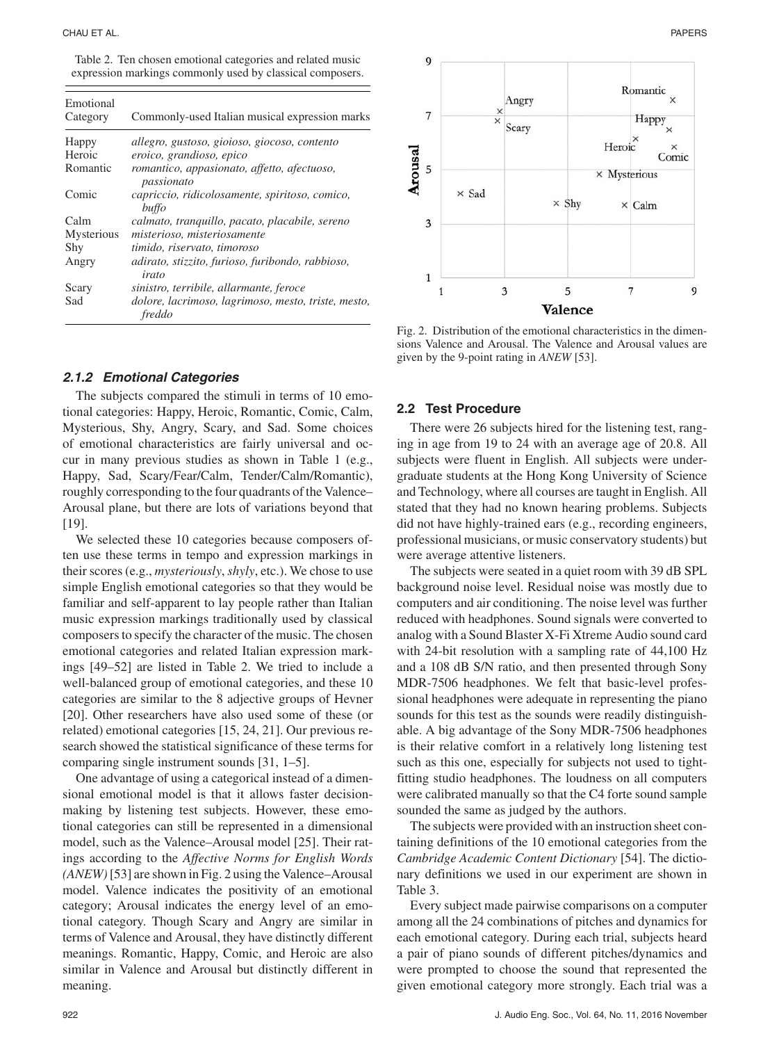Table 2. Ten chosen emotional categories and related music expression markings commonly used by classical composers.

| Emotional Category | Commonly-used Italian musical expression marks |
| --- | --- |
| Happy | *allegro, gustoso, gioioso, giocoso, contento* |
| Heroic | *eroico, grandioso, epico* |
| Romantic | *romantico, appasionato, affetto, afectuoso, passionato* |
| Comic | *capriccio, ridicolosamente, spiritoso, comico, buffo* |
| Calm | *calmato, tranquillo, pacato, placabile, sereno* |
| Mysterious | *misterioso, misteriosamente* |
| Shy | *timido, riservato, timoroso* |
| Angry | *adirato, stizzito, furioso, furibondo, rabbioso, irato* |
| Scary | *sinistro, terribile, allarmante, feroce* |
| Sad | *dolore, lacrimoso, lagrimoso, mesto, triste, mesto, freddo* |

### 2.1.2 Emotional Categories

The subjects compared the stimuli in terms of 10 emotional categories: Happy, Heroic, Romantic, Comic, Calm, Mysterious, Shy, Angry, Scary, and Sad. Some choices of emotional characteristics are fairly universal and occur in many previous studies as shown in Table 1 (e.g., Happy, Sad, Scary/Fear/Calm, Tender/Calm/Romantic), roughly corresponding to the four quadrants of the Valence–Arousal plane, but there are lots of variations beyond that [19].

We selected these 10 categories because composers often use these terms in tempo and expression markings in their scores (e.g., *mysteriously*, *shyly*, etc.). We chose to use simple English emotional categories so that they would be familiar and self-apparent to lay people rather than Italian music expression markings traditionally used by classical composers to specify the character of the music. The chosen emotional categories and related Italian expression markings [49–52] are listed in Table 2. We tried to include a well-balanced group of emotional categories, and these 10 categories are similar to the 8 adjective groups of Hevner [20]. Other researchers have also used some of these (or related) emotional categories [15, 24, 21]. Our previous research showed the statistical significance of these terms for comparing single instrument sounds [31, 1–5].

One advantage of using a categorical instead of a dimensional emotional model is that it allows faster decision-making by listening test subjects. However, these emotional categories can still be represented in a dimensional model, such as the Valence–Arousal model [25]. Their ratings according to the *Affective Norms for English Words (ANEW)* [53] are shown in Fig. 2 using the Valence–Arousal model. Valence indicates the positivity of an emotional category; Arousal indicates the energy level of an emotional category. Though Scary and Angry are similar in terms of Valence and Arousal, they have distinctly different meanings. Romantic, Happy, Comic, and Heroic are also similar in Valence and Arousal but distinctly different in meaning.

Fig. 2. Distribution of the emotional characteristics in the dimensions Valence and Arousal. The Valence and Arousal values are given by the 9-point rating in *ANEW* [53].

## 2.2 Test Procedure

There were 26 subjects hired for the listening test, ranging in age from 19 to 24 with an average age of 20.8. All subjects were fluent in English. All subjects were undergraduate students at the Hong Kong University of Science and Technology, where all courses are taught in English. All stated that they had no known hearing problems. Subjects did not have highly-trained ears (e.g., recording engineers, professional musicians, or music conservatory students) but were average attentive listeners.

The subjects were seated in a quiet room with 39 dB SPL background noise level. Residual noise was mostly due to computers and air conditioning. The noise level was further reduced with headphones. Sound signals were converted to analog with a Sound Blaster X-Fi Xtreme Audio sound card with 24-bit resolution with a sampling rate of 44,100 Hz and a 108 dB S/N ratio, and then presented through Sony MDR-7506 headphones. We felt that basic-level professional headphones were adequate in representing the piano sounds for this test as the sounds were readily distinguishable. A big advantage of the Sony MDR-7506 headphones is their relative comfort in a relatively long listening test such as this one, especially for subjects not used to tight-fitting studio headphones. The loudness on all computers were calibrated manually so that the C4 forte sound sample sounded the same as judged by the authors.

The subjects were provided with an instruction sheet containing definitions of the 10 emotional categories from the *Cambridge Academic Content Dictionary* [54]. The dictionary definitions we used in our experiment are shown in Table 3.

Every subject made pairwise comparisons on a computer among all the 24 combinations of pitches and dynamics for each emotional category. During each trial, subjects heard a pair of piano sounds of different pitches/dynamics and were prompted to choose the sound that represented the given emotional category more strongly. Each trial was a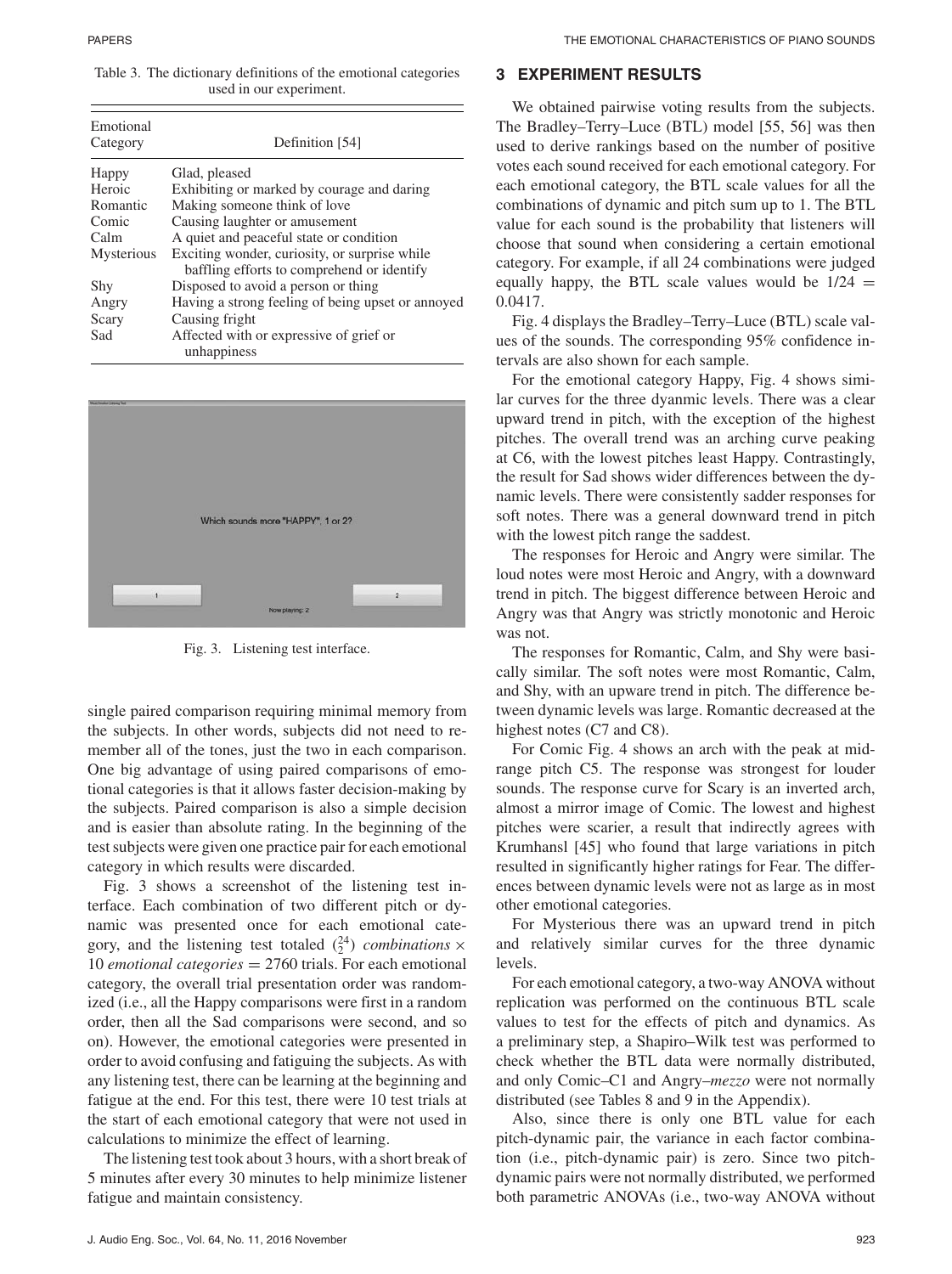Table 3. The dictionary definitions of the emotional categories used in our experiment.

| Emotional Category | Definition [54] |
|---|---|
| Happy | Glad, pleased |
| Heroic | Exhibiting or marked by courage and daring |
| Romantic | Making someone think of love |
| Comic | Causing laughter or amusement |
| Calm | A quiet and peaceful state or condition |
| Mysterious | Exciting wonder, curiosity, or surprise while baffling efforts to comprehend or identify |
| Shy | Disposed to avoid a person or thing |
| Angry | Having a strong feeling of being upset or annoyed |
| Scary | Causing fright |
| Sad | Affected with or expressive of grief or unhappiness |

Fig. 3. Listening test interface.

single paired comparison requiring minimal memory from the subjects. In other words, subjects did not need to remember all of the tones, just the two in each comparison. One big advantage of using paired comparisons of emotional categories is that it allows faster decision-making by the subjects. Paired comparison is also a simple decision and is easier than absolute rating. In the beginning of the test subjects were given one practice pair for each emotional category in which results were discarded.

Fig. 3 shows a screenshot of the listening test interface. Each combination of two different pitch or dynamic was presented once for each emotional category, and the listening test totaled $\binom{24}{2}$ *combinations* × 10 *emotional categories* = 2760 trials. For each emotional category, the overall trial presentation order was randomized (i.e., all the Happy comparisons were first in a random order, then all the Sad comparisons were second, and so on). However, the emotional categories were presented in order to avoid confusing and fatiguing the subjects. As with any listening test, there can be learning at the beginning and fatigue at the end. For this test, there were 10 test trials at the start of each emotional category that were not used in calculations to minimize the effect of learning.

The listening test took about 3 hours, with a short break of 5 minutes after every 30 minutes to help minimize listener fatigue and maintain consistency.

## 3 EXPERIMENT RESULTS

We obtained pairwise voting results from the subjects. The Bradley–Terry–Luce (BTL) model [55, 56] was then used to derive rankings based on the number of positive votes each sound received for each emotional category. For each emotional category, the BTL scale values for all the combinations of dynamic and pitch sum up to 1. The BTL value for each sound is the probability that listeners will choose that sound when considering a certain emotional category. For example, if all 24 combinations were judged equally happy, the BTL scale values would be $1/24 = 0.0417$.

Fig. 4 displays the Bradley–Terry–Luce (BTL) scale values of the sounds. The corresponding 95% confidence intervals are also shown for each sample.

For the emotional category Happy, Fig. 4 shows similar curves for the three dyanmic levels. There was a clear upward trend in pitch, with the exception of the highest pitches. The overall trend was an arching curve peaking at C6, with the lowest pitches least Happy. Contrastingly, the result for Sad shows wider differences between the dynamic levels. There were consistently sadder responses for soft notes. There was a general downward trend in pitch with the lowest pitch range the saddest.

The responses for Heroic and Angry were similar. The loud notes were most Heroic and Angry, with a downward trend in pitch. The biggest difference between Heroic and Angry was that Angry was strictly monotonic and Heroic was not.

The responses for Romantic, Calm, and Shy were basically similar. The soft notes were most Romantic, Calm, and Shy, with an upware trend in pitch. The difference between dynamic levels was large. Romantic decreased at the highest notes (C7 and C8).

For Comic Fig. 4 shows an arch with the peak at midrange pitch C5. The response was strongest for louder sounds. The response curve for Scary is an inverted arch, almost a mirror image of Comic. The lowest and highest pitches were scarier, a result that indirectly agrees with Krumhansl [45] who found that large variations in pitch resulted in significantly higher ratings for Fear. The differences between dynamic levels were not as large as in most other emotional categories.

For Mysterious there was an upward trend in pitch and relatively similar curves for the three dynamic levels.

For each emotional category, a two-way ANOVA without replication was performed on the continuous BTL scale values to test for the effects of pitch and dynamics. As a preliminary step, a Shapiro–Wilk test was performed to check whether the BTL data were normally distributed, and only Comic–C1 and Angry–*mezzo* were not normally distributed (see Tables 8 and 9 in the Appendix).

Also, since there is only one BTL value for each pitch-dynamic pair, the variance in each factor combination (i.e., pitch-dynamic pair) is zero. Since two pitch-dynamic pairs were not normally distributed, we performed both parametric ANOVAs (i.e., two-way ANOVA without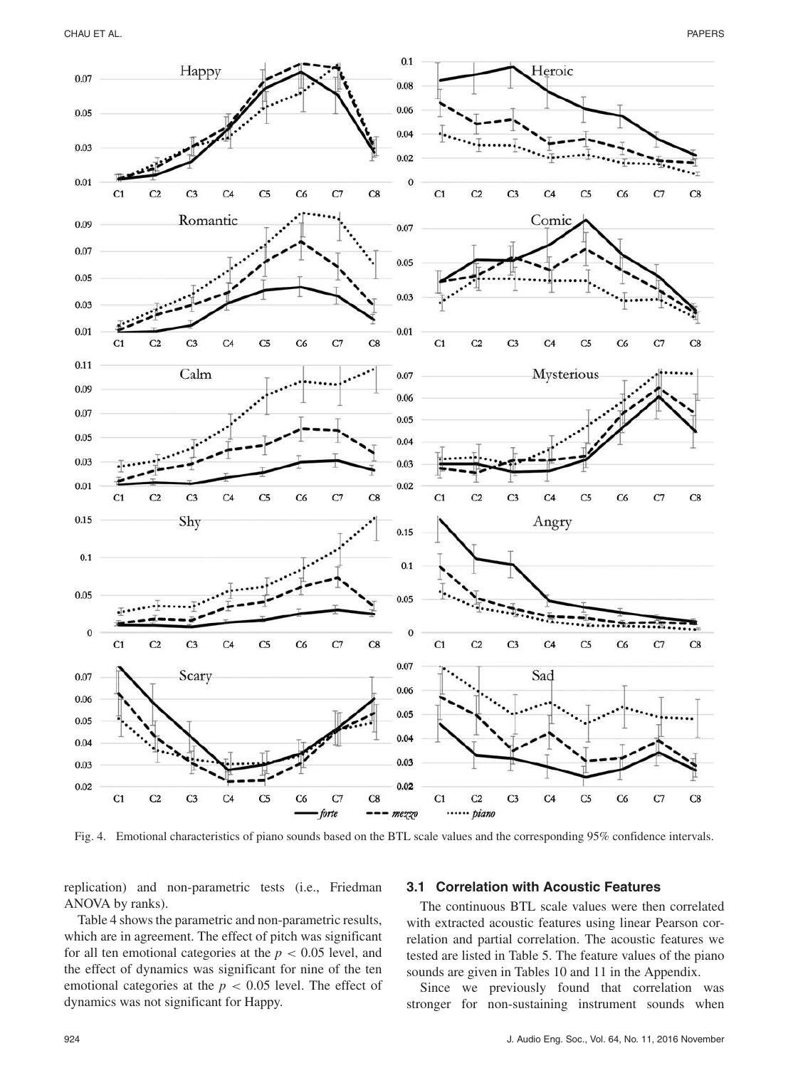Fig. 4. Emotional characteristics of piano sounds based on the BTL scale values and the corresponding 95% confidence intervals.

replication) and non-parametric tests (i.e., Friedman ANOVA by ranks).

Table 4 shows the parametric and non-parametric results, which are in agreement. The effect of pitch was significant for all ten emotional categories at the $p < 0.05$ level, and the effect of dynamics was significant for nine of the ten emotional categories at the $p < 0.05$ level. The effect of dynamics was not significant for Happy.

### 3.1 Correlation with Acoustic Features

The continuous BTL scale values were then correlated with extracted acoustic features using linear Pearson correlation and partial correlation. The acoustic features we tested are listed in Table 5. The feature values of the piano sounds are given in Tables 10 and 11 in the Appendix.

Since we previously found that correlation was stronger for non-sustaining instrument sounds when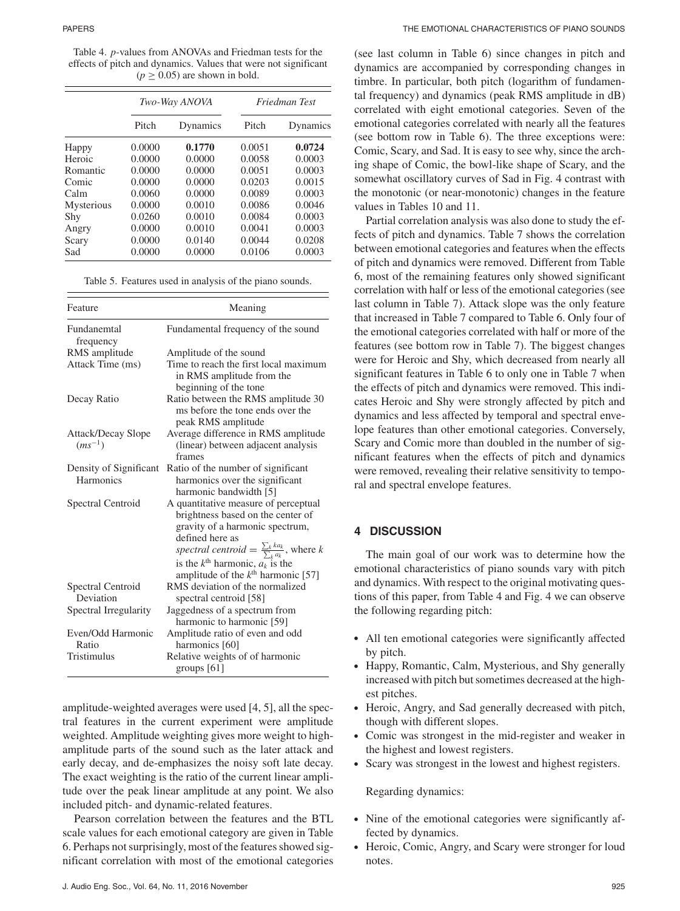Table 4. *p*-values from ANOVAs and Friedman tests for the effects of pitch and dynamics. Values that were not significant ($p \geq 0.05$) are shown in bold.

| | *Two-Way ANOVA* | | *Friedman Test* | |
|---|---|---|---|---|
| | Pitch | Dynamics | Pitch | Dynamics |
| Happy | 0.0000 | **0.1770** | 0.0051 | **0.0724** |
| Heroic | 0.0000 | 0.0000 | 0.0058 | 0.0003 |
| Romantic | 0.0000 | 0.0000 | 0.0051 | 0.0003 |
| Comic | 0.0000 | 0.0000 | 0.0203 | 0.0015 |
| Calm | 0.0060 | 0.0000 | 0.0089 | 0.0003 |
| Mysterious | 0.0000 | 0.0010 | 0.0086 | 0.0046 |
| Shy | 0.0260 | 0.0010 | 0.0084 | 0.0003 |
| Angry | 0.0000 | 0.0010 | 0.0041 | 0.0003 |
| Scary | 0.0000 | 0.0140 | 0.0044 | 0.0208 |
| Sad | 0.0000 | 0.0000 | 0.0106 | 0.0003 |

Table 5. Features used in analysis of the piano sounds.

| Feature | Meaning |
|---|---|
| Fundanemtal frequency | Fundamental frequency of the sound |
| RMS amplitude | Amplitude of the sound |
| Attack Time (ms) | Time to reach the first local maximum in RMS amplitude from the beginning of the tone |
| Decay Ratio | Ratio between the RMS amplitude 30 ms before the tone ends over the peak RMS amplitude |
| Attack/Decay Slope ($ms^{-1}$) | Average difference in RMS amplitude (linear) between adjacent analysis frames |
| Density of Significant Harmonics | Ratio of the number of significant harmonics over the significant harmonic bandwidth [5] |
| Spectral Centroid | A quantitative measure of perceptual brightness based on the center of gravity of a harmonic spectrum, defined here as *spectral centroid* $= \frac{\sum_k k a_k}{\sum_k a_k}$, where $k$ is the $k^{\text{th}}$ harmonic, $a_k$ is the amplitude of the $k^{\text{th}}$ harmonic [57] |
| Spectral Centroid Deviation | RMS deviation of the normalized spectral centroid [58] |
| Spectral Irregularity | Jaggedness of a spectrum from harmonic to harmonic [59] |
| Even/Odd Harmonic Ratio | Amplitude ratio of even and odd harmonics [60] |
| Tristimulus | Relative weights of of harmonic groups [61] |

amplitude-weighted averages were used [4, 5], all the spectral features in the current experiment were amplitude weighted. Amplitude weighting gives more weight to high-amplitude parts of the sound such as the later attack and early decay, and de-emphasizes the noisy soft late decay. The exact weighting is the ratio of the current linear amplitude over the peak linear amplitude at any point. We also included pitch- and dynamic-related features.

Pearson correlation between the features and the BTL scale values for each emotional category are given in Table 6. Perhaps not surprisingly, most of the features showed significant correlation with most of the emotional categories (see last column in Table 6) since changes in pitch and dynamics are accompanied by corresponding changes in timbre. In particular, both pitch (logarithm of fundamental frequency) and dynamics (peak RMS amplitude in dB) correlated with eight emotional categories. Seven of the emotional categories correlated with nearly all the features (see bottom row in Table 6). The three exceptions were: Comic, Scary, and Sad. It is easy to see why, since the arching shape of Comic, the bowl-like shape of Scary, and the somewhat oscillatory curves of Sad in Fig. 4 contrast with the monotonic (or near-monotonic) changes in the feature values in Tables 10 and 11.

Partial correlation analysis was also done to study the effects of pitch and dynamics. Table 7 shows the correlation between emotional categories and features when the effects of pitch and dynamics were removed. Different from Table 6, most of the remaining features only showed significant correlation with half or less of the emotional categories (see last column in Table 7). Attack slope was the only feature that increased in Table 7 compared to Table 6. Only four of the emotional categories correlated with half or more of the features (see bottom row in Table 7). The biggest changes were for Heroic and Shy, which decreased from nearly all significant features in Table 6 to only one in Table 7 when the effects of pitch and dynamics were removed. This indicates Heroic and Shy were strongly affected by pitch and dynamics and less affected by temporal and spectral envelope features than other emotional categories. Conversely, Scary and Comic more than doubled in the number of significant features when the effects of pitch and dynamics were removed, revealing their relative sensitivity to temporal and spectral envelope features.

## 4 DISCUSSION

The main goal of our work was to determine how the emotional characteristics of piano sounds vary with pitch and dynamics. With respect to the original motivating questions of this paper, from Table 4 and Fig. 4 we can observe the following regarding pitch:

- All ten emotional categories were significantly affected by pitch.
- Happy, Romantic, Calm, Mysterious, and Shy generally increased with pitch but sometimes decreased at the highest pitches.
- Heroic, Angry, and Sad generally decreased with pitch, though with different slopes.
- Comic was strongest in the mid-register and weaker in the highest and lowest registers.
- Scary was strongest in the lowest and highest registers.

Regarding dynamics:

- Nine of the emotional categories were significantly affected by dynamics.
- Heroic, Comic, Angry, and Scary were stronger for loud notes.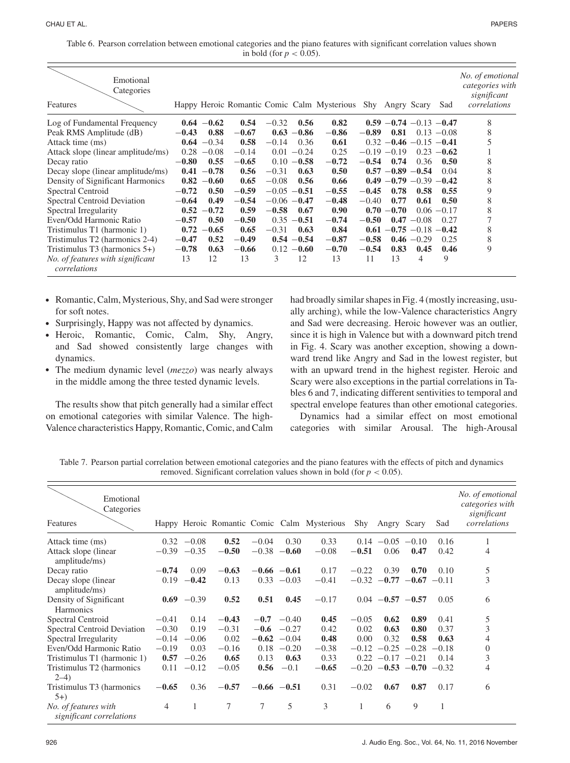Table 6. Pearson correlation between emotional categories and the piano features with significant correlation values shown in bold (for $p < 0.05$).

| Features \ Emotional Categories | Happy | Heroic | Romantic | Comic | Calm | Mysterious | Shy | Angry | Scary | Sad | *No. of emotional categories with significant correlations* |
|---|---|---|---|---|---|---|---|---|---|---|---|
| Log of Fundamental Frequency | **0.64** | **−0.62** | **0.54** | −0.32 | **0.56** | **0.82** | **0.59** | **−0.74** | −0.13 | **−0.47** | 8 |
| Peak RMS Amplitude (dB) | **−0.43** | **0.88** | **−0.67** | **0.63** | **−0.86** | **−0.86** | **−0.89** | **0.81** | 0.13 | −0.08 | 8 |
| Attack time (ms) | **0.64** | −0.34 | **0.58** | −0.14 | 0.36 | **0.61** | 0.32 | **−0.46** | −0.15 | **−0.41** | 5 |
| Attack slope (linear amplitude/ms) | 0.28 | −0.08 | −0.14 | 0.01 | −0.24 | 0.25 | −0.19 | −0.19 | 0.23 | **−0.62** | 1 |
| Decay ratio | **−0.80** | **0.55** | **−0.65** | 0.10 | **−0.58** | **−0.72** | **−0.54** | **0.74** | 0.36 | **0.50** | 8 |
| Decay slope (linear amplitude/ms) | **0.41** | **−0.78** | **0.56** | −0.31 | **0.63** | **0.50** | **0.57** | **−0.89** | **−0.54** | 0.04 | 8 |
| Density of Significant Harmonics | **0.82** | **−0.60** | **0.65** | −0.08 | **0.56** | **0.66** | **0.49** | **−0.79** | −0.39 | **−0.42** | 8 |
| Spectral Centroid | **−0.72** | **0.50** | **−0.59** | −0.05 | **−0.51** | **−0.55** | **−0.45** | **0.78** | **0.58** | **0.55** | 9 |
| Spectral Centroid Deviation | **−0.64** | **0.49** | **−0.54** | −0.06 | **−0.47** | **−0.48** | −0.40 | **0.77** | **0.61** | **0.50** | 8 |
| Spectral Irregularity | **0.52** | **−0.72** | **0.59** | **−0.58** | **0.67** | **0.90** | **0.70** | **−0.70** | 0.06 | −0.17 | 8 |
| Even/Odd Harmonic Ratio | **−0.57** | **0.50** | **−0.50** | 0.35 | **−0.51** | **−0.74** | **−0.50** | **0.47** | −0.08 | 0.27 | 7 |
| Tristimulus T1 (harmonic 1) | **0.72** | **−0.65** | **0.65** | −0.31 | **0.63** | **0.84** | **0.61** | **−0.75** | −0.18 | **−0.42** | 8 |
| Tristimulus T2 (harmonics 2-4) | **−0.47** | **0.52** | **−0.49** | **0.54** | **−0.54** | **−0.87** | **−0.58** | **0.46** | −0.29 | 0.25 | 8 |
| Tristimulus T3 (harmonics 5+) | **−0.78** | **0.63** | **−0.66** | 0.12 | **−0.60** | **−0.70** | **−0.54** | **0.83** | **0.45** | **0.46** | 9 |
| *No. of features with significant correlations* | 13 | 12 | 13 | 3 | 12 | 13 | 11 | 13 | 4 | 9 | |

- Romantic, Calm, Mysterious, Shy, and Sad were stronger for soft notes.
- Surprisingly, Happy was not affected by dynamics.
- Heroic, Romantic, Comic, Calm, Shy, Angry, and Sad showed consistently large changes with dynamics.
- The medium dynamic level (*mezzo*) was nearly always in the middle among the three tested dynamic levels.

The results show that pitch generally had a similar effect on emotional categories with similar Valence. The high-Valence characteristics Happy, Romantic, Comic, and Calm had broadly similar shapes in Fig. 4 (mostly increasing, usually arching), while the low-Valence characteristics Angry and Sad were decreasing. Heroic however was an outlier, since it is high in Valence but with a downward pitch trend in Fig. 4. Scary was another exception, showing a downward trend like Angry and Sad in the lowest register, but with an upward trend in the highest register. Heroic and Scary were also exceptions in the partial correlations in Tables 6 and 7, indicating different sentivities to temporal and spectral envelope features than other emotional categories.

Dynamics had a similar effect on most emotional categories with similar Arousal. The high-Arousal

Table 7. Pearson partial correlation between emotional categories and the piano features with the effects of pitch and dynamics removed. Significant correlation values shown in bold (for $p < 0.05$).

| Features \ Emotional Categories | Happy | Heroic | Romantic | Comic | Calm | Mysterious | Shy | Angry | Scary | Sad | *No. of emotional categories with significant correlations* |
|---|---|---|---|---|---|---|---|---|---|---|---|
| Attack time (ms) | 0.32 | −0.08 | **0.52** | −0.04 | 0.30 | 0.33 | 0.14 | −0.05 | −0.10 | 0.16 | 1 |
| Attack slope (linear amplitude/ms) | −0.39 | −0.35 | **−0.50** | −0.38 | **−0.60** | −0.08 | **−0.51** | 0.06 | **0.47** | 0.42 | 4 |
| Decay ratio | **−0.74** | 0.09 | **−0.63** | **−0.66** | **−0.61** | 0.17 | −0.22 | 0.39 | **0.70** | 0.10 | 5 |
| Decay slope (linear amplitude/ms) | 0.19 | **−0.42** | 0.13 | 0.33 | −0.03 | −0.41 | −0.32 | **−0.77** | **−0.67** | −0.11 | 3 |
| Density of Significant Harmonics | **0.69** | −0.39 | **0.52** | **0.51** | **0.45** | −0.17 | 0.04 | **−0.57** | **−0.57** | 0.05 | 6 |
| Spectral Centroid | −0.41 | 0.14 | **−0.43** | **−0.7** | −0.40 | **0.45** | −0.05 | **0.62** | **0.89** | 0.41 | 5 |
| Spectral Centroid Deviation | −0.30 | 0.19 | −0.31 | **−0.6** | −0.27 | 0.42 | 0.02 | **0.63** | **0.80** | 0.37 | 3 |
| Spectral Irregularity | −0.14 | −0.06 | 0.02 | **−0.62** | −0.04 | **0.48** | 0.00 | 0.32 | **0.58** | **0.63** | 4 |
| Even/Odd Harmonic Ratio | −0.19 | 0.03 | −0.16 | 0.18 | −0.20 | −0.38 | −0.12 | −0.25 | −0.28 | −0.18 | 0 |
| Tristimulus T1 (harmonic 1) | **0.57** | −0.26 | **0.65** | 0.13 | **0.63** | 0.33 | 0.22 | −0.17 | −0.21 | 0.14 | 3 |
| Tristimulus T2 (harmonics 2–4) | 0.11 | −0.12 | −0.05 | **0.56** | −0.1 | **−0.65** | −0.20 | **−0.53** | **−0.70** | −0.32 | 4 |
| Tristimulus T3 (harmonics 5+) | **−0.65** | 0.36 | **−0.57** | **−0.66** | **−0.51** | 0.31 | −0.02 | **0.67** | **0.87** | 0.17 | 6 |
| *No. of features with significant correlations* | 4 | 1 | 7 | 7 | 5 | 3 | 1 | 6 | 9 | 1 | |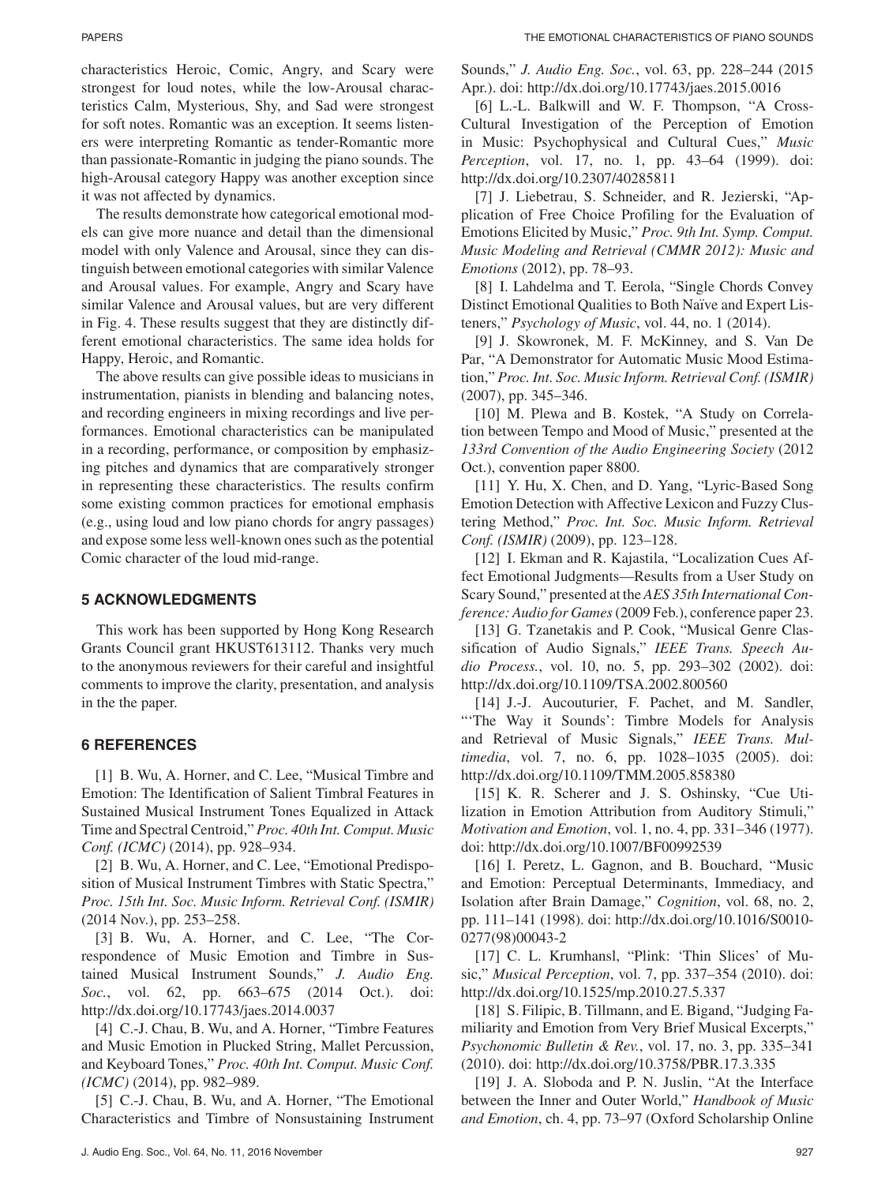characteristics Heroic, Comic, Angry, and Scary were strongest for loud notes, while the low-Arousal characteristics Calm, Mysterious, Shy, and Sad were strongest for soft notes. Romantic was an exception. It seems listeners were interpreting Romantic as tender-Romantic more than passionate-Romantic in judging the piano sounds. The high-Arousal category Happy was another exception since it was not affected by dynamics.

The results demonstrate how categorical emotional models can give more nuance and detail than the dimensional model with only Valence and Arousal, since they can distinguish between emotional categories with similar Valence and Arousal values. For example, Angry and Scary have similar Valence and Arousal values, but are very different in Fig. 4. These results suggest that they are distinctly different emotional characteristics. The same idea holds for Happy, Heroic, and Romantic.

The above results can give possible ideas to musicians in instrumentation, pianists in blending and balancing notes, and recording engineers in mixing recordings and live performances. Emotional characteristics can be manipulated in a recording, performance, or composition by emphasizing pitches and dynamics that are comparatively stronger in representing these characteristics. The results confirm some existing common practices for emotional emphasis (e.g., using loud and low piano chords for angry passages) and expose some less well-known ones such as the potential Comic character of the loud mid-range.

## 5 ACKNOWLEDGMENTS

This work has been supported by Hong Kong Research Grants Council grant HKUST613112. Thanks very much to the anonymous reviewers for their careful and insightful comments to improve the clarity, presentation, and analysis in the the paper.

## 6 REFERENCES

[1] B. Wu, A. Horner, and C. Lee, "Musical Timbre and Emotion: The Identification of Salient Timbral Features in Sustained Musical Instrument Tones Equalized in Attack Time and Spectral Centroid," *Proc. 40th Int. Comput. Music Conf. (ICMC)* (2014), pp. 928–934.

[2] B. Wu, A. Horner, and C. Lee, "Emotional Predisposition of Musical Instrument Timbres with Static Spectra," *Proc. 15th Int. Soc. Music Inform. Retrieval Conf. (ISMIR)* (2014 Nov.), pp. 253–258.

[3] B. Wu, A. Horner, and C. Lee, "The Correspondence of Music Emotion and Timbre in Sustained Musical Instrument Sounds," *J. Audio Eng. Soc.*, vol. 62, pp. 663–675 (2014 Oct.). doi: http://dx.doi.org/10.17743/jaes.2014.0037

[4] C.-J. Chau, B. Wu, and A. Horner, "Timbre Features and Music Emotion in Plucked String, Mallet Percussion, and Keyboard Tones," *Proc. 40th Int. Comput. Music Conf. (ICMC)* (2014), pp. 982–989.

[5] C.-J. Chau, B. Wu, and A. Horner, "The Emotional Characteristics and Timbre of Nonsustaining Instrument Sounds," *J. Audio Eng. Soc.*, vol. 63, pp. 228–244 (2015 Apr.). doi: http://dx.doi.org/10.17743/jaes.2015.0016

[6] L.-L. Balkwill and W. F. Thompson, "A Cross-Cultural Investigation of the Perception of Emotion in Music: Psychophysical and Cultural Cues," *Music Perception*, vol. 17, no. 1, pp. 43–64 (1999). doi: http://dx.doi.org/10.2307/40285811

[7] J. Liebetrau, S. Schneider, and R. Jezierski, "Application of Free Choice Profiling for the Evaluation of Emotions Elicited by Music," *Proc. 9th Int. Symp. Comput. Music Modeling and Retrieval (CMMR 2012): Music and Emotions* (2012), pp. 78–93.

[8] I. Lahdelma and T. Eerola, "Single Chords Convey Distinct Emotional Qualities to Both Naïve and Expert Listeners," *Psychology of Music*, vol. 44, no. 1 (2014).

[9] J. Skowronek, M. F. McKinney, and S. Van De Par, "A Demonstrator for Automatic Music Mood Estimation," *Proc. Int. Soc. Music Inform. Retrieval Conf. (ISMIR)* (2007), pp. 345–346.

[10] M. Plewa and B. Kostek, "A Study on Correlation between Tempo and Mood of Music," presented at the *133rd Convention of the Audio Engineering Society* (2012 Oct.), convention paper 8800.

[11] Y. Hu, X. Chen, and D. Yang, "Lyric-Based Song Emotion Detection with Affective Lexicon and Fuzzy Clustering Method," *Proc. Int. Soc. Music Inform. Retrieval Conf. (ISMIR)* (2009), pp. 123–128.

[12] I. Ekman and R. Kajastila, "Localization Cues Affect Emotional Judgments—Results from a User Study on Scary Sound," presented at the *AES 35th International Conference: Audio for Games* (2009 Feb.), conference paper 23.

[13] G. Tzanetakis and P. Cook, "Musical Genre Classification of Audio Signals," *IEEE Trans. Speech Audio Process.*, vol. 10, no. 5, pp. 293–302 (2002). doi: http://dx.doi.org/10.1109/TSA.2002.800560

[14] J.-J. Aucouturier, F. Pachet, and M. Sandler, "'The Way it Sounds': Timbre Models for Analysis and Retrieval of Music Signals," *IEEE Trans. Multimedia*, vol. 7, no. 6, pp. 1028–1035 (2005). doi: http://dx.doi.org/10.1109/TMM.2005.858380

[15] K. R. Scherer and J. S. Oshinsky, "Cue Utilization in Emotion Attribution from Auditory Stimuli," *Motivation and Emotion*, vol. 1, no. 4, pp. 331–346 (1977). doi: http://dx.doi.org/10.1007/BF00992539

[16] I. Peretz, L. Gagnon, and B. Bouchard, "Music and Emotion: Perceptual Determinants, Immediacy, and Isolation after Brain Damage," *Cognition*, vol. 68, no. 2, pp. 111–141 (1998). doi: http://dx.doi.org/10.1016/S0010-0277(98)00043-2

[17] C. L. Krumhansl, "Plink: 'Thin Slices' of Music," *Musical Perception*, vol. 7, pp. 337–354 (2010). doi: http://dx.doi.org/10.1525/mp.2010.27.5.337

[18] S. Filipic, B. Tillmann, and E. Bigand, "Judging Familiarity and Emotion from Very Brief Musical Excerpts," *Psychonomic Bulletin & Rev.*, vol. 17, no. 3, pp. 335–341 (2010). doi: http://dx.doi.org/10.3758/PBR.17.3.335

[19] J. A. Sloboda and P. N. Juslin, "At the Interface between the Inner and Outer World," *Handbook of Music and Emotion*, ch. 4, pp. 73–97 (Oxford Scholarship Online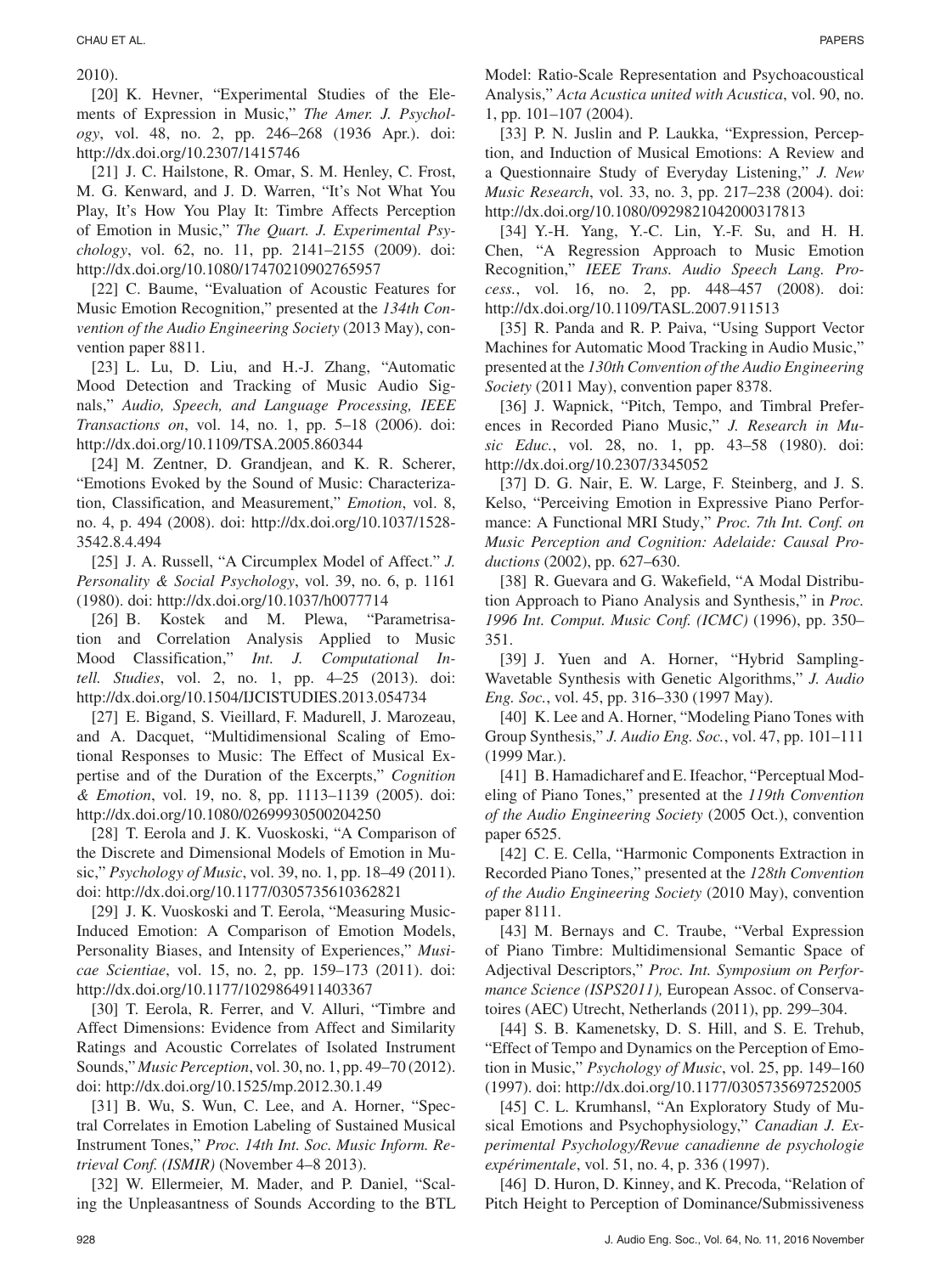2010).

[20] K. Hevner, "Experimental Studies of the Elements of Expression in Music," *The Amer. J. Psychology*, vol. 48, no. 2, pp. 246–268 (1936 Apr.). doi: http://dx.doi.org/10.2307/1415746

[21] J. C. Hailstone, R. Omar, S. M. Henley, C. Frost, M. G. Kenward, and J. D. Warren, "It's Not What You Play, It's How You Play It: Timbre Affects Perception of Emotion in Music," *The Quart. J. Experimental Psychology*, vol. 62, no. 11, pp. 2141–2155 (2009). doi: http://dx.doi.org/10.1080/17470210902765957

[22] C. Baume, "Evaluation of Acoustic Features for Music Emotion Recognition," presented at the *134th Convention of the Audio Engineering Society* (2013 May), convention paper 8811.

[23] L. Lu, D. Liu, and H.-J. Zhang, "Automatic Mood Detection and Tracking of Music Audio Signals," *Audio, Speech, and Language Processing, IEEE Transactions on*, vol. 14, no. 1, pp. 5–18 (2006). doi: http://dx.doi.org/10.1109/TSA.2005.860344

[24] M. Zentner, D. Grandjean, and K. R. Scherer, "Emotions Evoked by the Sound of Music: Characterization, Classification, and Measurement," *Emotion*, vol. 8, no. 4, p. 494 (2008). doi: http://dx.doi.org/10.1037/1528-3542.8.4.494

[25] J. A. Russell, "A Circumplex Model of Affect." *J. Personality & Social Psychology*, vol. 39, no. 6, p. 1161 (1980). doi: http://dx.doi.org/10.1037/h0077714

[26] B. Kostek and M. Plewa, "Parametrisation and Correlation Analysis Applied to Music Mood Classification," *Int. J. Computational Intell. Studies*, vol. 2, no. 1, pp. 4–25 (2013). doi: http://dx.doi.org/10.1504/IJCISTUDIES.2013.054734

[27] E. Bigand, S. Vieillard, F. Madurell, J. Marozeau, and A. Dacquet, "Multidimensional Scaling of Emotional Responses to Music: The Effect of Musical Expertise and of the Duration of the Excerpts," *Cognition & Emotion*, vol. 19, no. 8, pp. 1113–1139 (2005). doi: http://dx.doi.org/10.1080/02699930500204250

[28] T. Eerola and J. K. Vuoskoski, "A Comparison of the Discrete and Dimensional Models of Emotion in Music," *Psychology of Music*, vol. 39, no. 1, pp. 18–49 (2011). doi: http://dx.doi.org/10.1177/0305735610362821

[29] J. K. Vuoskoski and T. Eerola, "Measuring Music-Induced Emotion: A Comparison of Emotion Models, Personality Biases, and Intensity of Experiences," *Musicae Scientiae*, vol. 15, no. 2, pp. 159–173 (2011). doi: http://dx.doi.org/10.1177/1029864911403367

[30] T. Eerola, R. Ferrer, and V. Alluri, "Timbre and Affect Dimensions: Evidence from Affect and Similarity Ratings and Acoustic Correlates of Isolated Instrument Sounds," *Music Perception*, vol. 30, no. 1, pp. 49–70 (2012). doi: http://dx.doi.org/10.1525/mp.2012.30.1.49

[31] B. Wu, S. Wun, C. Lee, and A. Horner, "Spectral Correlates in Emotion Labeling of Sustained Musical Instrument Tones," *Proc. 14th Int. Soc. Music Inform. Retrieval Conf. (ISMIR)* (November 4–8 2013).

[32] W. Ellermeier, M. Mader, and P. Daniel, "Scaling the Unpleasantness of Sounds According to the BTL Model: Ratio-Scale Representation and Psychoacoustical Analysis," *Acta Acustica united with Acustica*, vol. 90, no. 1, pp. 101–107 (2004).

[33] P. N. Juslin and P. Laukka, "Expression, Perception, and Induction of Musical Emotions: A Review and a Questionnaire Study of Everyday Listening," *J. New Music Research*, vol. 33, no. 3, pp. 217–238 (2004). doi: http://dx.doi.org/10.1080/0929821042000317813

[34] Y.-H. Yang, Y.-C. Lin, Y.-F. Su, and H. H. Chen, "A Regression Approach to Music Emotion Recognition," *IEEE Trans. Audio Speech Lang. Process.*, vol. 16, no. 2, pp. 448–457 (2008). doi: http://dx.doi.org/10.1109/TASL.2007.911513

[35] R. Panda and R. P. Paiva, "Using Support Vector Machines for Automatic Mood Tracking in Audio Music," presented at the *130th Convention of the Audio Engineering Society* (2011 May), convention paper 8378.

[36] J. Wapnick, "Pitch, Tempo, and Timbral Preferences in Recorded Piano Music," *J. Research in Music Educ.*, vol. 28, no. 1, pp. 43–58 (1980). doi: http://dx.doi.org/10.2307/3345052

[37] D. G. Nair, E. W. Large, F. Steinberg, and J. S. Kelso, "Perceiving Emotion in Expressive Piano Performance: A Functional MRI Study," *Proc. 7th Int. Conf. on Music Perception and Cognition: Adelaide: Causal Productions* (2002), pp. 627–630.

[38] R. Guevara and G. Wakefield, "A Modal Distribution Approach to Piano Analysis and Synthesis," in *Proc. 1996 Int. Comput. Music Conf. (ICMC)* (1996), pp. 350–351.

[39] J. Yuen and A. Horner, "Hybrid Sampling-Wavetable Synthesis with Genetic Algorithms," *J. Audio Eng. Soc.*, vol. 45, pp. 316–330 (1997 May).

[40] K. Lee and A. Horner, "Modeling Piano Tones with Group Synthesis," *J. Audio Eng. Soc.*, vol. 47, pp. 101–111 (1999 Mar.).

[41] B. Hamadicharef and E. Ifeachor, "Perceptual Modeling of Piano Tones," presented at the *119th Convention of the Audio Engineering Society* (2005 Oct.), convention paper 6525.

[42] C. E. Cella, "Harmonic Components Extraction in Recorded Piano Tones," presented at the *128th Convention of the Audio Engineering Society* (2010 May), convention paper 8111.

[43] M. Bernays and C. Traube, "Verbal Expression of Piano Timbre: Multidimensional Semantic Space of Adjectival Descriptors," *Proc. Int. Symposium on Performance Science (ISPS2011),* European Assoc. of Conservatoires (AEC) Utrecht, Netherlands (2011), pp. 299–304.

[44] S. B. Kamenetsky, D. S. Hill, and S. E. Trehub, "Effect of Tempo and Dynamics on the Perception of Emotion in Music," *Psychology of Music*, vol. 25, pp. 149–160 (1997). doi: http://dx.doi.org/10.1177/0305735697252005

[45] C. L. Krumhansl, "An Exploratory Study of Musical Emotions and Psychophysiology," *Canadian J. Experimental Psychology/Revue canadienne de psychologie expérimentale*, vol. 51, no. 4, p. 336 (1997).

[46] D. Huron, D. Kinney, and K. Precoda, "Relation of Pitch Height to Perception of Dominance/Submissiveness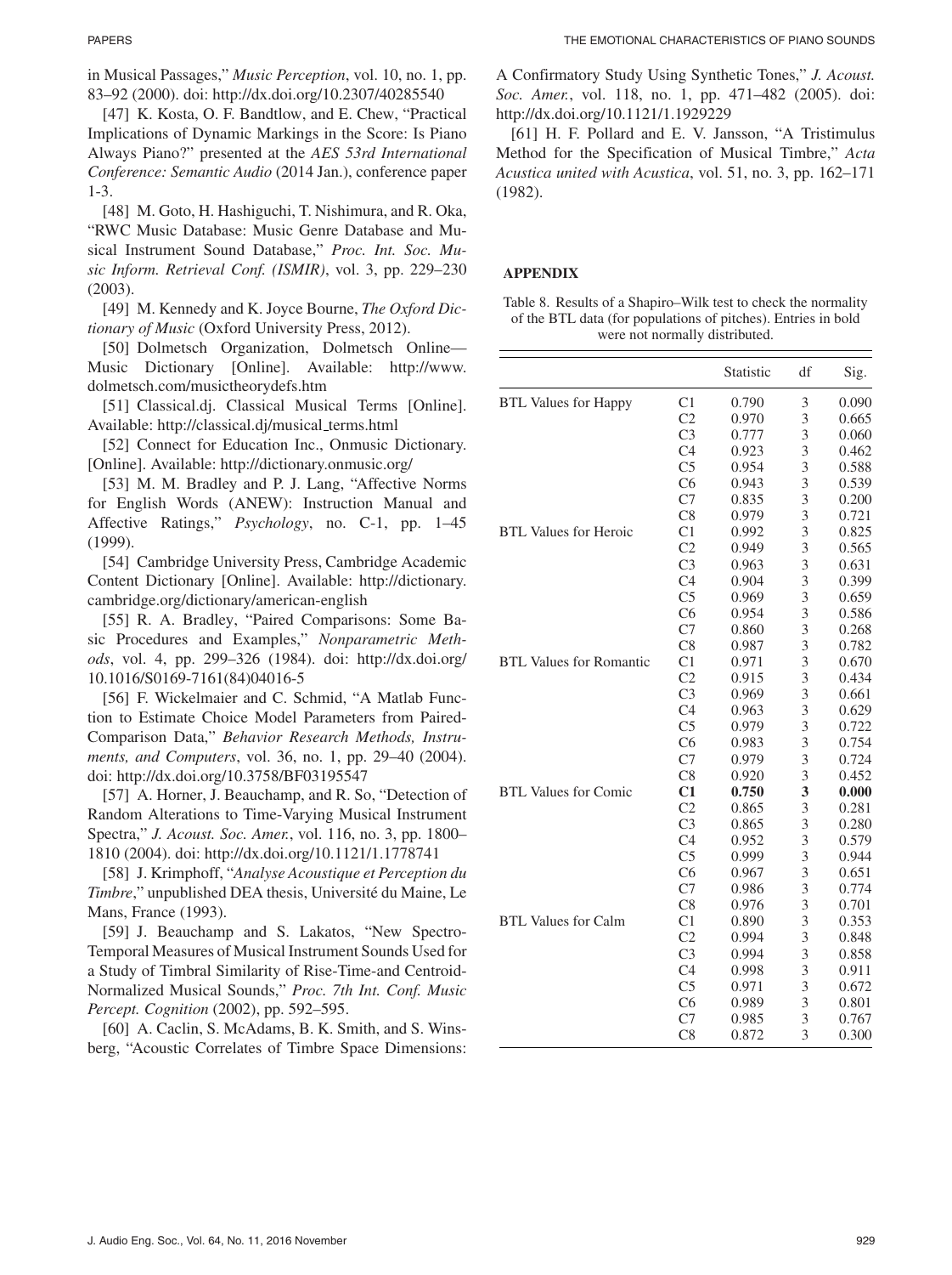in Musical Passages," *Music Perception*, vol. 10, no. 1, pp. 83–92 (2000). doi: http://dx.doi.org/10.2307/40285540

[47] K. Kosta, O. F. Bandtlow, and E. Chew, "Practical Implications of Dynamic Markings in the Score: Is Piano Always Piano?" presented at the *AES 53rd International Conference: Semantic Audio* (2014 Jan.), conference paper 1-3.

[48] M. Goto, H. Hashiguchi, T. Nishimura, and R. Oka, "RWC Music Database: Music Genre Database and Musical Instrument Sound Database," *Proc. Int. Soc. Music Inform. Retrieval Conf. (ISMIR)*, vol. 3, pp. 229–230 (2003).

[49] M. Kennedy and K. Joyce Bourne, *The Oxford Dictionary of Music* (Oxford University Press, 2012).

[50] Dolmetsch Organization, Dolmetsch Online—Music Dictionary [Online]. Available: http://www.dolmetsch.com/musictheorydefs.htm

[51] Classical.dj. Classical Musical Terms [Online]. Available: http://classical.dj/musical_terms.html

[52] Connect for Education Inc., Onmusic Dictionary. [Online]. Available: http://dictionary.onmusic.org/

[53] M. M. Bradley and P. J. Lang, "Affective Norms for English Words (ANEW): Instruction Manual and Affective Ratings," *Psychology*, no. C-1, pp. 1–45 (1999).

[54] Cambridge University Press, Cambridge Academic Content Dictionary [Online]. Available: http://dictionary.cambridge.org/dictionary/american-english

[55] R. A. Bradley, "Paired Comparisons: Some Basic Procedures and Examples," *Nonparametric Methods*, vol. 4, pp. 299–326 (1984). doi: http://dx.doi.org/10.1016/S0169-7161(84)04016-5

[56] F. Wickelmaier and C. Schmid, "A Matlab Function to Estimate Choice Model Parameters from Paired-Comparison Data," *Behavior Research Methods, Instruments, and Computers*, vol. 36, no. 1, pp. 29–40 (2004). doi: http://dx.doi.org/10.3758/BF03195547

[57] A. Horner, J. Beauchamp, and R. So, "Detection of Random Alterations to Time-Varying Musical Instrument Spectra," *J. Acoust. Soc. Amer.*, vol. 116, no. 3, pp. 1800–1810 (2004). doi: http://dx.doi.org/10.1121/1.1778741

[58] J. Krimphoff, "*Analyse Acoustique et Perception du Timbre*," unpublished DEA thesis, Université du Maine, Le Mans, France (1993).

[59] J. Beauchamp and S. Lakatos, "New Spectro-Temporal Measures of Musical Instrument Sounds Used for a Study of Timbral Similarity of Rise-Time-and Centroid-Normalized Musical Sounds," *Proc. 7th Int. Conf. Music Percept. Cognition* (2002), pp. 592–595.

[60] A. Caclin, S. McAdams, B. K. Smith, and S. Winsberg, "Acoustic Correlates of Timbre Space Dimensions: A Confirmatory Study Using Synthetic Tones," *J. Acoust. Soc. Amer.*, vol. 118, no. 1, pp. 471–482 (2005). doi: http://dx.doi.org/10.1121/1.1929229

[61] H. F. Pollard and E. V. Jansson, "A Tristimulus Method for the Specification of Musical Timbre," *Acta Acustica united with Acustica*, vol. 51, no. 3, pp. 162–171 (1982).

## APPENDIX

Table 8. Results of a Shapiro–Wilk test to check the normality of the BTL data (for populations of pitches). Entries in bold were not normally distributed.

| | | Statistic | df | Sig. |
|---|---|---|---|---|
| BTL Values for Happy | C1 | 0.790 | 3 | 0.090 |
| | C2 | 0.970 | 3 | 0.665 |
| | C3 | 0.777 | 3 | 0.060 |
| | C4 | 0.923 | 3 | 0.462 |
| | C5 | 0.954 | 3 | 0.588 |
| | C6 | 0.943 | 3 | 0.539 |
| | C7 | 0.835 | 3 | 0.200 |
| | C8 | 0.979 | 3 | 0.721 |
| BTL Values for Heroic | C1 | 0.992 | 3 | 0.825 |
| | C2 | 0.949 | 3 | 0.565 |
| | C3 | 0.963 | 3 | 0.631 |
| | C4 | 0.904 | 3 | 0.399 |
| | C5 | 0.969 | 3 | 0.659 |
| | C6 | 0.954 | 3 | 0.586 |
| | C7 | 0.860 | 3 | 0.268 |
| | C8 | 0.987 | 3 | 0.782 |
| BTL Values for Romantic | C1 | 0.971 | 3 | 0.670 |
| | C2 | 0.915 | 3 | 0.434 |
| | C3 | 0.969 | 3 | 0.661 |
| | C4 | 0.963 | 3 | 0.629 |
| | C5 | 0.979 | 3 | 0.722 |
| | C6 | 0.983 | 3 | 0.754 |
| | C7 | 0.979 | 3 | 0.724 |
| | C8 | 0.920 | 3 | 0.452 |
| BTL Values for Comic | **C1** | **0.750** | **3** | **0.000** |
| | C2 | 0.865 | 3 | 0.281 |
| | C3 | 0.865 | 3 | 0.280 |
| | C4 | 0.952 | 3 | 0.579 |
| | C5 | 0.999 | 3 | 0.944 |
| | C6 | 0.967 | 3 | 0.651 |
| | C7 | 0.986 | 3 | 0.774 |
| | C8 | 0.976 | 3 | 0.701 |
| BTL Values for Calm | C1 | 0.890 | 3 | 0.353 |
| | C2 | 0.994 | 3 | 0.848 |
| | C3 | 0.994 | 3 | 0.858 |
| | C4 | 0.998 | 3 | 0.911 |
| | C5 | 0.971 | 3 | 0.672 |
| | C6 | 0.989 | 3 | 0.801 |
| | C7 | 0.985 | 3 | 0.767 |
| | C8 | 0.872 | 3 | 0.300 |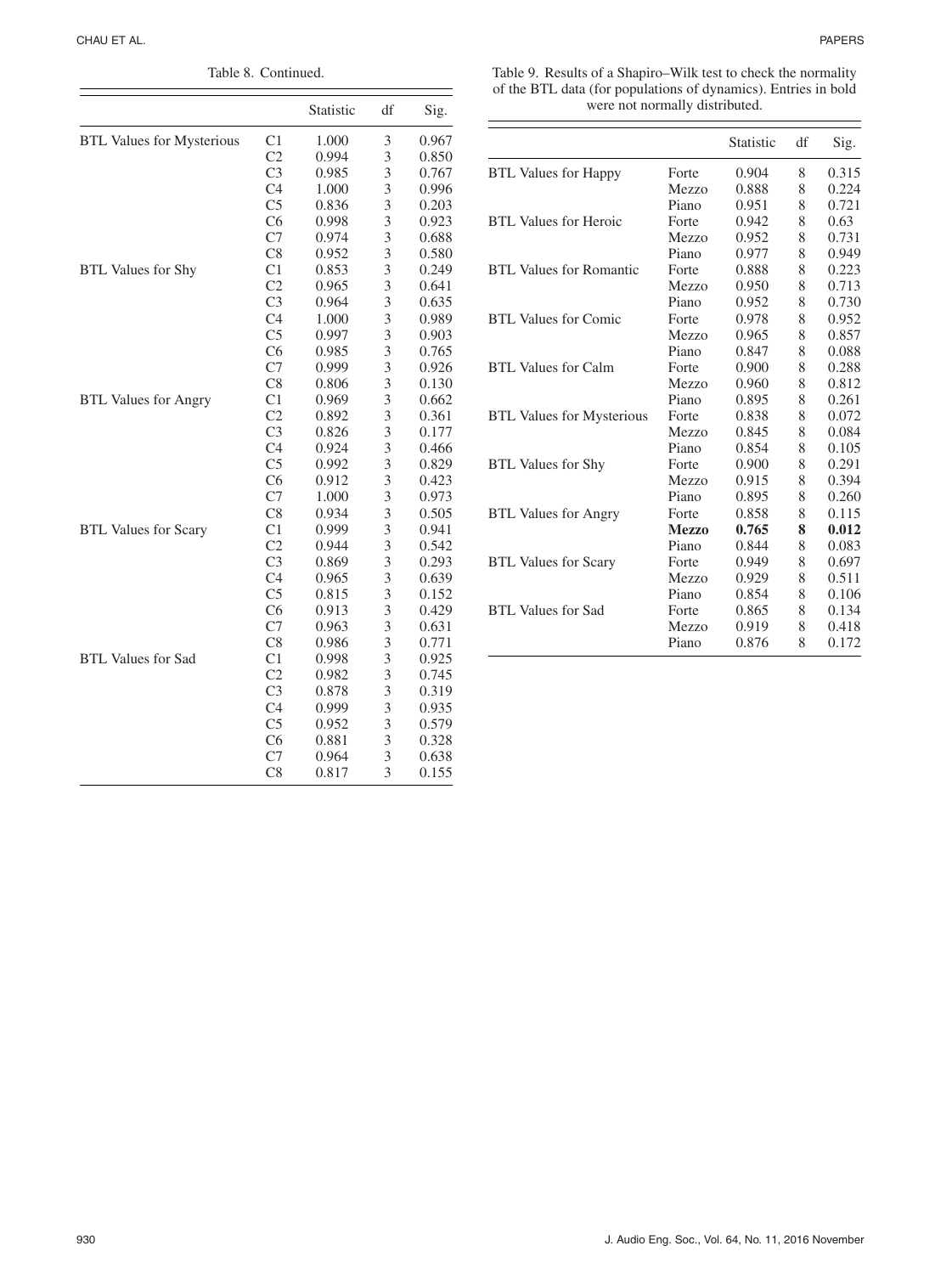Table 8. Continued.

| | | Statistic | df | Sig. |
|---|---|---|---|---|
| BTL Values for Mysterious | C1 | 1.000 | 3 | 0.967 |
| | C2 | 0.994 | 3 | 0.850 |
| | C3 | 0.985 | 3 | 0.767 |
| | C4 | 1.000 | 3 | 0.996 |
| | C5 | 0.836 | 3 | 0.203 |
| | C6 | 0.998 | 3 | 0.923 |
| | C7 | 0.974 | 3 | 0.688 |
| | C8 | 0.952 | 3 | 0.580 |
| BTL Values for Shy | C1 | 0.853 | 3 | 0.249 |
| | C2 | 0.965 | 3 | 0.641 |
| | C3 | 0.964 | 3 | 0.635 |
| | C4 | 1.000 | 3 | 0.989 |
| | C5 | 0.997 | 3 | 0.903 |
| | C6 | 0.985 | 3 | 0.765 |
| | C7 | 0.999 | 3 | 0.926 |
| | C8 | 0.806 | 3 | 0.130 |
| BTL Values for Angry | C1 | 0.969 | 3 | 0.662 |
| | C2 | 0.892 | 3 | 0.361 |
| | C3 | 0.826 | 3 | 0.177 |
| | C4 | 0.924 | 3 | 0.466 |
| | C5 | 0.992 | 3 | 0.829 |
| | C6 | 0.912 | 3 | 0.423 |
| | C7 | 1.000 | 3 | 0.973 |
| | C8 | 0.934 | 3 | 0.505 |
| BTL Values for Scary | C1 | 0.999 | 3 | 0.941 |
| | C2 | 0.944 | 3 | 0.542 |
| | C3 | 0.869 | 3 | 0.293 |
| | C4 | 0.965 | 3 | 0.639 |
| | C5 | 0.815 | 3 | 0.152 |
| | C6 | 0.913 | 3 | 0.429 |
| | C7 | 0.963 | 3 | 0.631 |
| | C8 | 0.986 | 3 | 0.771 |
| BTL Values for Sad | C1 | 0.998 | 3 | 0.925 |
| | C2 | 0.982 | 3 | 0.745 |
| | C3 | 0.878 | 3 | 0.319 |
| | C4 | 0.999 | 3 | 0.935 |
| | C5 | 0.952 | 3 | 0.579 |
| | C6 | 0.881 | 3 | 0.328 |
| | C7 | 0.964 | 3 | 0.638 |
| | C8 | 0.817 | 3 | 0.155 |

Table 9. Results of a Shapiro–Wilk test to check the normality of the BTL data (for populations of dynamics). Entries in bold were not normally distributed.

| | | Statistic | df | Sig. |
|---|---|---|---|---|
| BTL Values for Happy | Forte | 0.904 | 8 | 0.315 |
| | Mezzo | 0.888 | 8 | 0.224 |
| | Piano | 0.951 | 8 | 0.721 |
| BTL Values for Heroic | Forte | 0.942 | 8 | 0.63 |
| | Mezzo | 0.952 | 8 | 0.731 |
| | Piano | 0.977 | 8 | 0.949 |
| BTL Values for Romantic | Forte | 0.888 | 8 | 0.223 |
| | Mezzo | 0.950 | 8 | 0.713 |
| | Piano | 0.952 | 8 | 0.730 |
| BTL Values for Comic | Forte | 0.978 | 8 | 0.952 |
| | Mezzo | 0.965 | 8 | 0.857 |
| | Piano | 0.847 | 8 | 0.088 |
| BTL Values for Calm | Forte | 0.900 | 8 | 0.288 |
| | Mezzo | 0.960 | 8 | 0.812 |
| | Piano | 0.895 | 8 | 0.261 |
| BTL Values for Mysterious | Forte | 0.838 | 8 | 0.072 |
| | Mezzo | 0.845 | 8 | 0.084 |
| | Piano | 0.854 | 8 | 0.105 |
| BTL Values for Shy | Forte | 0.900 | 8 | 0.291 |
| | Mezzo | 0.915 | 8 | 0.394 |
| | Piano | 0.895 | 8 | 0.260 |
| BTL Values for Angry | Forte | 0.858 | 8 | 0.115 |
| | **Mezzo** | **0.765** | **8** | **0.012** |
| | Piano | 0.844 | 8 | 0.083 |
| BTL Values for Scary | Forte | 0.949 | 8 | 0.697 |
| | Mezzo | 0.929 | 8 | 0.511 |
| | Piano | 0.854 | 8 | 0.106 |
| BTL Values for Sad | Forte | 0.865 | 8 | 0.134 |
| | Mezzo | 0.919 | 8 | 0.418 |
| | Piano | 0.876 | 8 | 0.172 |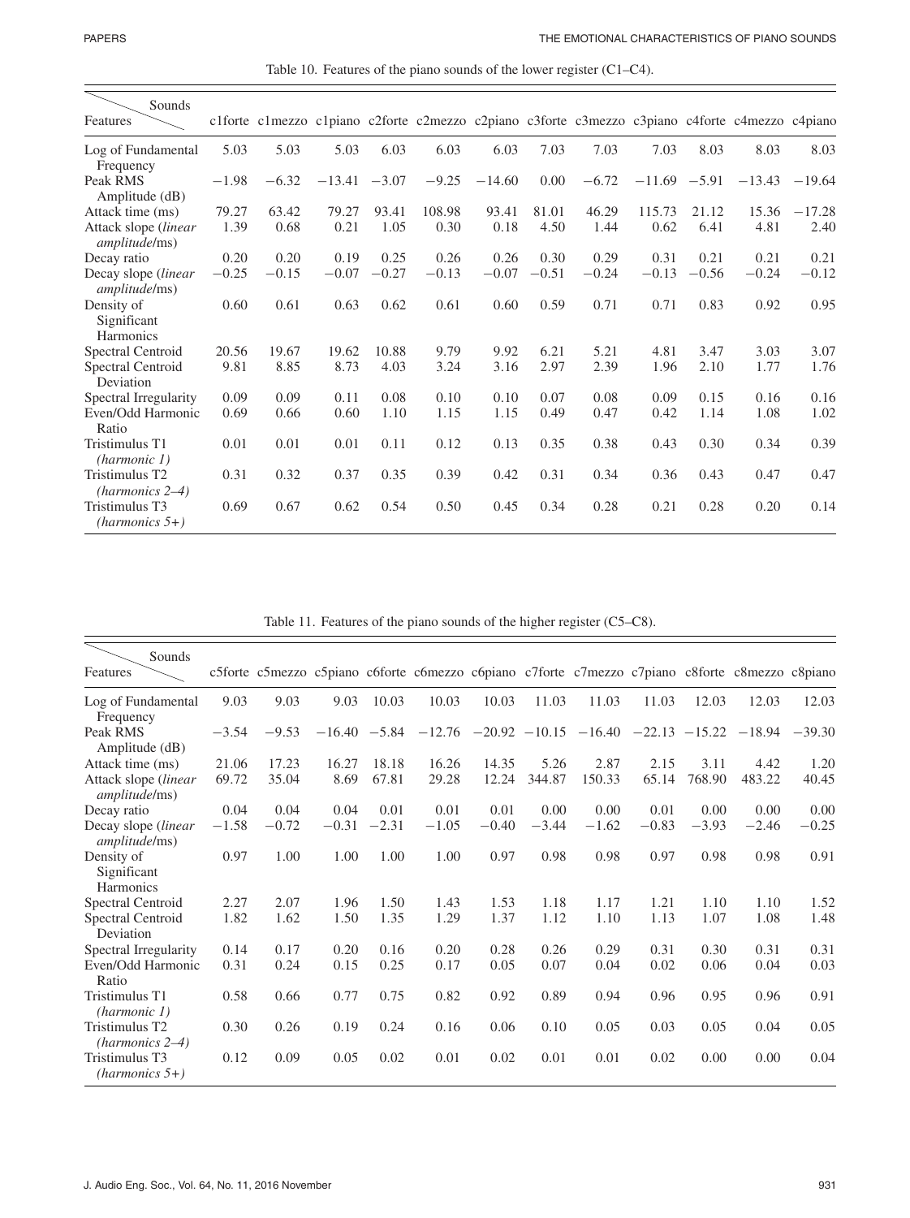Table 10. Features of the piano sounds of the lower register (C1–C4).

| Features \ Sounds | c1forte | c1mezzo | c1piano | c2forte | c2mezzo | c2piano | c3forte | c3mezzo | c3piano | c4forte | c4mezzo | c4piano |
|---|---|---|---|---|---|---|---|---|---|---|---|---|
| Log of Fundamental Frequency | 5.03 | 5.03 | 5.03 | 6.03 | 6.03 | 6.03 | 7.03 | 7.03 | 7.03 | 8.03 | 8.03 | 8.03 |
| Peak RMS Amplitude (dB) | −1.98 | −6.32 | −13.41 | −3.07 | −9.25 | −14.60 | 0.00 | −6.72 | −11.69 | −5.91 | −13.43 | −19.64 |
| Attack time (ms) | 79.27 | 63.42 | 79.27 | 93.41 | 108.98 | 93.41 | 81.01 | 46.29 | 115.73 | 21.12 | 15.36 | −17.28 |
| Attack slope (*linear amplitude*/ms) | 1.39 | 0.68 | 0.21 | 1.05 | 0.30 | 0.18 | 4.50 | 1.44 | 0.62 | 6.41 | 4.81 | 2.40 |
| Decay ratio | 0.20 | 0.20 | 0.19 | 0.25 | 0.26 | 0.26 | 0.30 | 0.29 | 0.31 | 0.21 | 0.21 | 0.21 |
| Decay slope (*linear amplitude*/ms) | −0.25 | −0.15 | −0.07 | −0.27 | −0.13 | −0.07 | −0.51 | −0.24 | −0.13 | −0.56 | −0.24 | −0.12 |
| Density of Significant Harmonics | 0.60 | 0.61 | 0.63 | 0.62 | 0.61 | 0.60 | 0.59 | 0.71 | 0.71 | 0.83 | 0.92 | 0.95 |
| Spectral Centroid | 20.56 | 19.67 | 19.62 | 10.88 | 9.79 | 9.92 | 6.21 | 5.21 | 4.81 | 3.47 | 3.03 | 3.07 |
| Spectral Centroid Deviation | 9.81 | 8.85 | 8.73 | 4.03 | 3.24 | 3.16 | 2.97 | 2.39 | 1.96 | 2.10 | 1.77 | 1.76 |
| Spectral Irregularity | 0.09 | 0.09 | 0.11 | 0.08 | 0.10 | 0.10 | 0.07 | 0.08 | 0.09 | 0.15 | 0.16 | 0.16 |
| Even/Odd Harmonic Ratio | 0.69 | 0.66 | 0.60 | 1.10 | 1.15 | 1.15 | 0.49 | 0.47 | 0.42 | 1.14 | 1.08 | 1.02 |
| Tristimulus T1 *(harmonic 1)* | 0.01 | 0.01 | 0.01 | 0.11 | 0.12 | 0.13 | 0.35 | 0.38 | 0.43 | 0.30 | 0.34 | 0.39 |
| Tristimulus T2 *(harmonics 2–4)* | 0.31 | 0.32 | 0.37 | 0.35 | 0.39 | 0.42 | 0.31 | 0.34 | 0.36 | 0.43 | 0.47 | 0.47 |
| Tristimulus T3 *(harmonics 5+)* | 0.69 | 0.67 | 0.62 | 0.54 | 0.50 | 0.45 | 0.34 | 0.28 | 0.21 | 0.28 | 0.20 | 0.14 |

Table 11. Features of the piano sounds of the higher register (C5–C8).

| Features \ Sounds | c5forte | c5mezzo | c5piano | c6forte | c6mezzo | c6piano | c7forte | c7mezzo | c7piano | c8forte | c8mezzo | c8piano |
|---|---|---|---|---|---|---|---|---|---|---|---|---|
| Log of Fundamental Frequency | 9.03 | 9.03 | 9.03 | 10.03 | 10.03 | 10.03 | 11.03 | 11.03 | 11.03 | 12.03 | 12.03 | 12.03 |
| Peak RMS Amplitude (dB) | −3.54 | −9.53 | −16.40 | −5.84 | −12.76 | −20.92 | −10.15 | −16.40 | −22.13 | −15.22 | −18.94 | −39.30 |
| Attack time (ms) | 21.06 | 17.23 | 16.27 | 18.18 | 16.26 | 14.35 | 5.26 | 2.87 | 2.15 | 3.11 | 4.42 | 1.20 |
| Attack slope (*linear amplitude*/ms) | 69.72 | 35.04 | 8.69 | 67.81 | 29.28 | 12.24 | 344.87 | 150.33 | 65.14 | 768.90 | 483.22 | 40.45 |
| Decay ratio | 0.04 | 0.04 | 0.04 | 0.01 | 0.01 | 0.01 | 0.00 | 0.00 | 0.01 | 0.00 | 0.00 | 0.00 |
| Decay slope (*linear amplitude*/ms) | −1.58 | −0.72 | −0.31 | −2.31 | −1.05 | −0.40 | −3.44 | −1.62 | −0.83 | −3.93 | −2.46 | −0.25 |
| Density of Significant Harmonics | 0.97 | 1.00 | 1.00 | 1.00 | 1.00 | 0.97 | 0.98 | 0.98 | 0.97 | 0.98 | 0.98 | 0.91 |
| Spectral Centroid | 2.27 | 2.07 | 1.96 | 1.50 | 1.43 | 1.53 | 1.18 | 1.17 | 1.21 | 1.10 | 1.10 | 1.52 |
| Spectral Centroid Deviation | 1.82 | 1.62 | 1.50 | 1.35 | 1.29 | 1.37 | 1.12 | 1.10 | 1.13 | 1.07 | 1.08 | 1.48 |
| Spectral Irregularity | 0.14 | 0.17 | 0.20 | 0.16 | 0.20 | 0.28 | 0.26 | 0.29 | 0.31 | 0.30 | 0.31 | 0.31 |
| Even/Odd Harmonic Ratio | 0.31 | 0.24 | 0.15 | 0.25 | 0.17 | 0.05 | 0.07 | 0.04 | 0.02 | 0.06 | 0.04 | 0.03 |
| Tristimulus T1 *(harmonic 1)* | 0.58 | 0.66 | 0.77 | 0.75 | 0.82 | 0.92 | 0.89 | 0.94 | 0.96 | 0.95 | 0.96 | 0.91 |
| Tristimulus T2 *(harmonics 2–4)* | 0.30 | 0.26 | 0.19 | 0.24 | 0.16 | 0.06 | 0.10 | 0.05 | 0.03 | 0.05 | 0.04 | 0.05 |
| Tristimulus T3 *(harmonics 5+)* | 0.12 | 0.09 | 0.05 | 0.02 | 0.01 | 0.02 | 0.01 | 0.01 | 0.02 | 0.00 | 0.00 | 0.04 |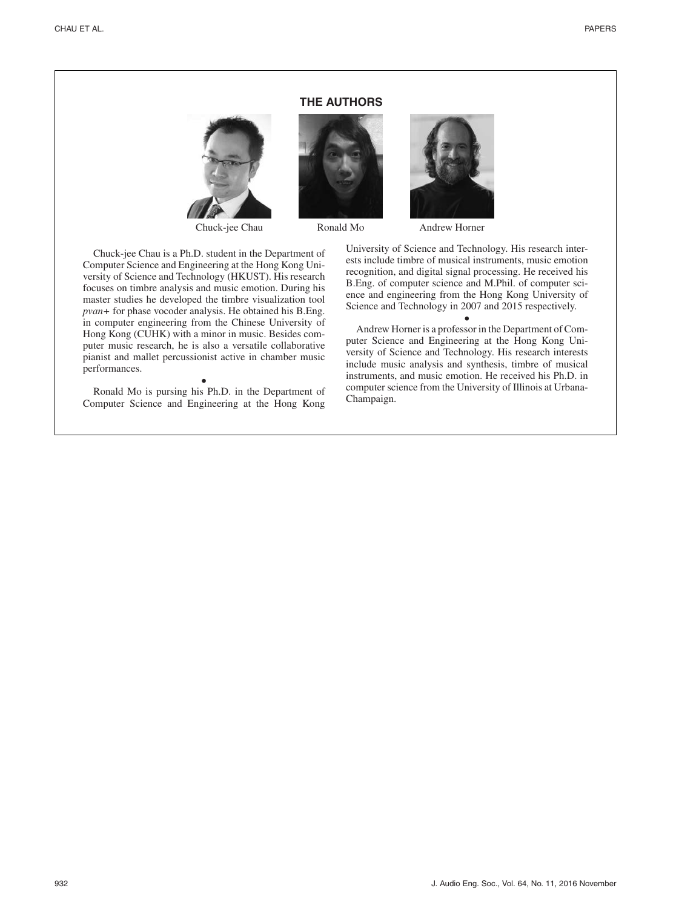## THE AUTHORS

Chuck-jee Chau

Ronald Mo

Andrew Horner

Chuck-jee Chau is a Ph.D. student in the Department of Computer Science and Engineering at the Hong Kong University of Science and Technology (HKUST). His research focuses on timbre analysis and music emotion. During his master studies he developed the timbre visualization tool *pvan+* for phase vocoder analysis. He obtained his B.Eng. in computer engineering from the Chinese University of Hong Kong (CUHK) with a minor in music. Besides computer music research, he is also a versatile collaborative pianist and mallet percussionist active in chamber music performances.

•

Ronald Mo is pursing his Ph.D. in the Department of Computer Science and Engineering at the Hong Kong University of Science and Technology. His research interests include timbre of musical instruments, music emotion recognition, and digital signal processing. He received his B.Eng. of computer science and M.Phil. of computer science and engineering from the Hong Kong University of Science and Technology in 2007 and 2015 respectively.

•

Andrew Horner is a professor in the Department of Computer Science and Engineering at the Hong Kong University of Science and Technology. His research interests include music analysis and synthesis, timbre of musical instruments, and music emotion. He received his Ph.D. in computer science from the University of Illinois at Urbana-Champaign.